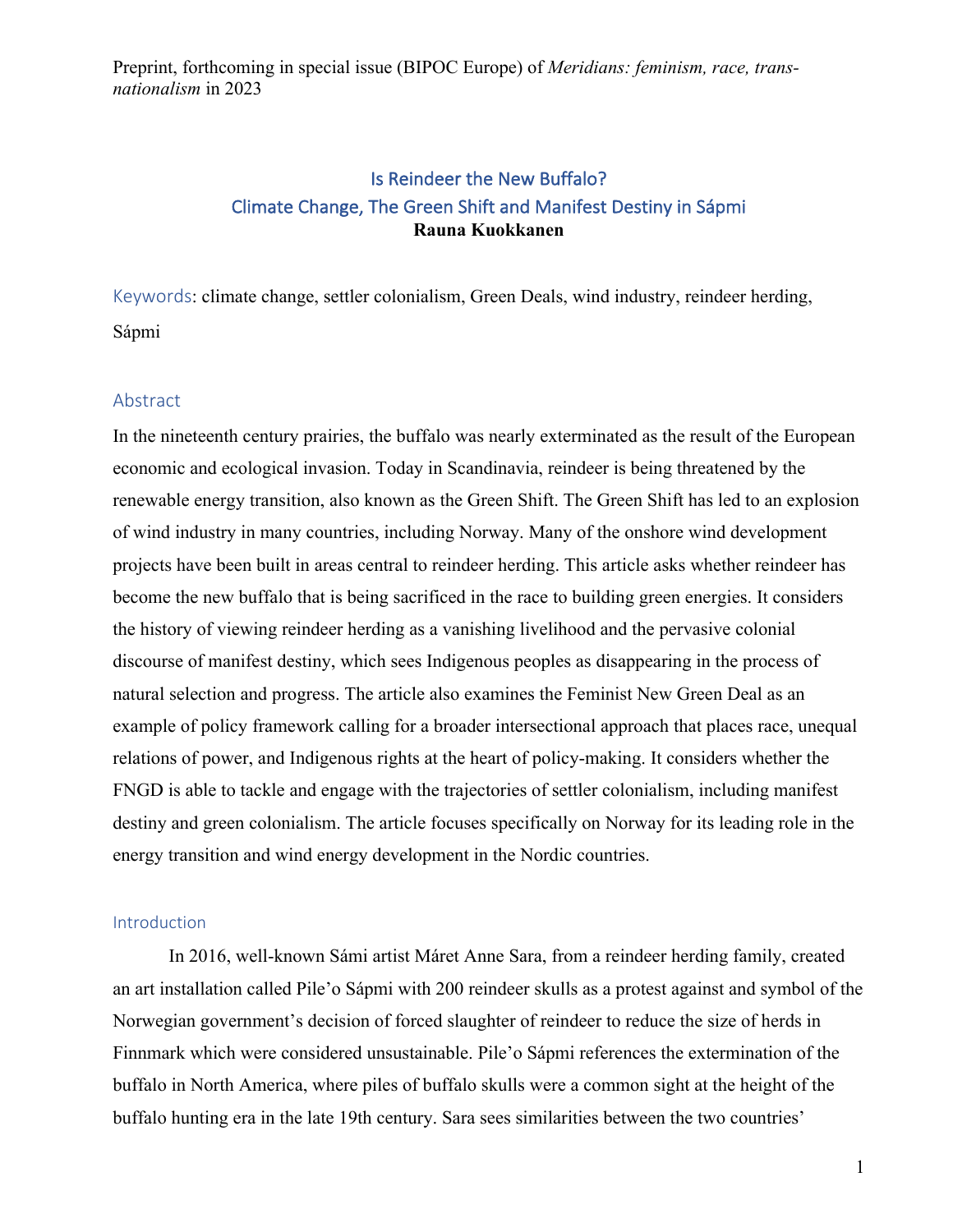Preprint, forthcoming in special issue (BIPOC Europe) of *Meridians: feminism, race, transnationalism* in 2023

# Is Reindeer the New Buffalo?
# Climate Change, The Green Shift and Manifest Destiny in Sápmi

**Rauna Kuokkanen**

Keywords: climate change, settler colonialism, Green Deals, wind industry, reindeer herding, Sápmi

## Abstract

In the nineteenth century prairies, the buffalo was nearly exterminated as the result of the European economic and ecological invasion. Today in Scandinavia, reindeer is being threatened by the renewable energy transition, also known as the Green Shift. The Green Shift has led to an explosion of wind industry in many countries, including Norway. Many of the onshore wind development projects have been built in areas central to reindeer herding. This article asks whether reindeer has become the new buffalo that is being sacrificed in the race to building green energies. It considers the history of viewing reindeer herding as a vanishing livelihood and the pervasive colonial discourse of manifest destiny, which sees Indigenous peoples as disappearing in the process of natural selection and progress. The article also examines the Feminist New Green Deal as an example of policy framework calling for a broader intersectional approach that places race, unequal relations of power, and Indigenous rights at the heart of policy-making. It considers whether the FNGD is able to tackle and engage with the trajectories of settler colonialism, including manifest destiny and green colonialism. The article focuses specifically on Norway for its leading role in the energy transition and wind energy development in the Nordic countries.

## Introduction

In 2016, well-known Sámi artist Máret Anne Sara, from a reindeer herding family, created an art installation called Pile'o Sápmi with 200 reindeer skulls as a protest against and symbol of the Norwegian government's decision of forced slaughter of reindeer to reduce the size of herds in Finnmark which were considered unsustainable. Pile'o Sápmi references the extermination of the buffalo in North America, where piles of buffalo skulls were a common sight at the height of the buffalo hunting era in the late 19th century. Sara sees similarities between the two countries'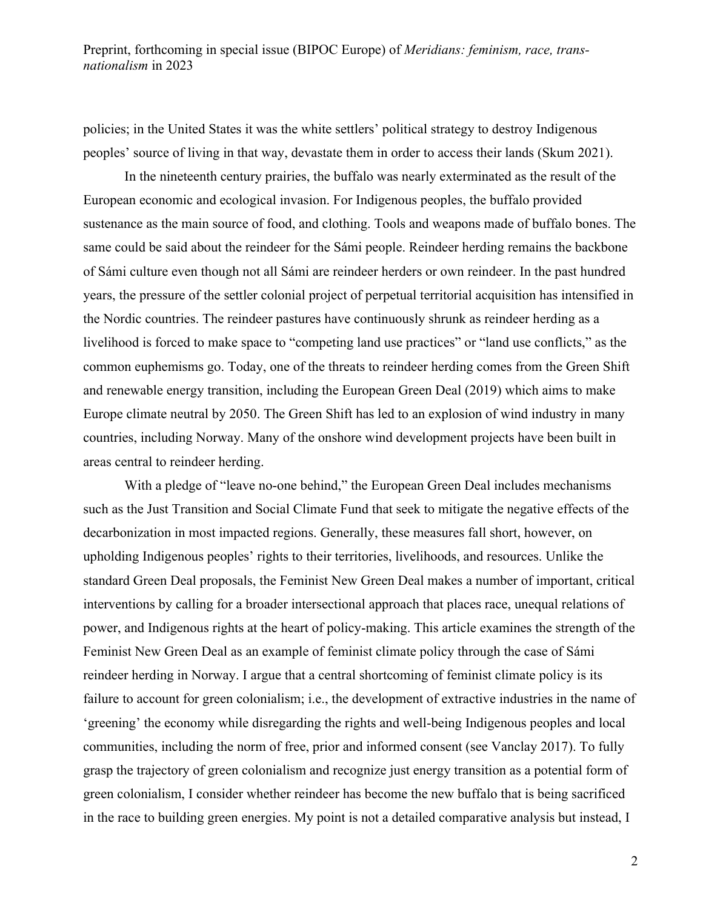policies; in the United States it was the white settlers' political strategy to destroy Indigenous peoples' source of living in that way, devastate them in order to access their lands (Skum 2021).

In the nineteenth century prairies, the buffalo was nearly exterminated as the result of the European economic and ecological invasion. For Indigenous peoples, the buffalo provided sustenance as the main source of food, and clothing. Tools and weapons made of buffalo bones. The same could be said about the reindeer for the Sámi people. Reindeer herding remains the backbone of Sámi culture even though not all Sámi are reindeer herders or own reindeer. In the past hundred years, the pressure of the settler colonial project of perpetual territorial acquisition has intensified in the Nordic countries. The reindeer pastures have continuously shrunk as reindeer herding as a livelihood is forced to make space to "competing land use practices" or "land use conflicts," as the common euphemisms go. Today, one of the threats to reindeer herding comes from the Green Shift and renewable energy transition, including the European Green Deal (2019) which aims to make Europe climate neutral by 2050. The Green Shift has led to an explosion of wind industry in many countries, including Norway. Many of the onshore wind development projects have been built in areas central to reindeer herding.

With a pledge of "leave no-one behind," the European Green Deal includes mechanisms such as the Just Transition and Social Climate Fund that seek to mitigate the negative effects of the decarbonization in most impacted regions. Generally, these measures fall short, however, on upholding Indigenous peoples' rights to their territories, livelihoods, and resources. Unlike the standard Green Deal proposals, the Feminist New Green Deal makes a number of important, critical interventions by calling for a broader intersectional approach that places race, unequal relations of power, and Indigenous rights at the heart of policy-making. This article examines the strength of the Feminist New Green Deal as an example of feminist climate policy through the case of Sámi reindeer herding in Norway. I argue that a central shortcoming of feminist climate policy is its failure to account for green colonialism; i.e., the development of extractive industries in the name of 'greening' the economy while disregarding the rights and well-being Indigenous peoples and local communities, including the norm of free, prior and informed consent (see Vanclay 2017). To fully grasp the trajectory of green colonialism and recognize just energy transition as a potential form of green colonialism, I consider whether reindeer has become the new buffalo that is being sacrificed in the race to building green energies. My point is not a detailed comparative analysis but instead, I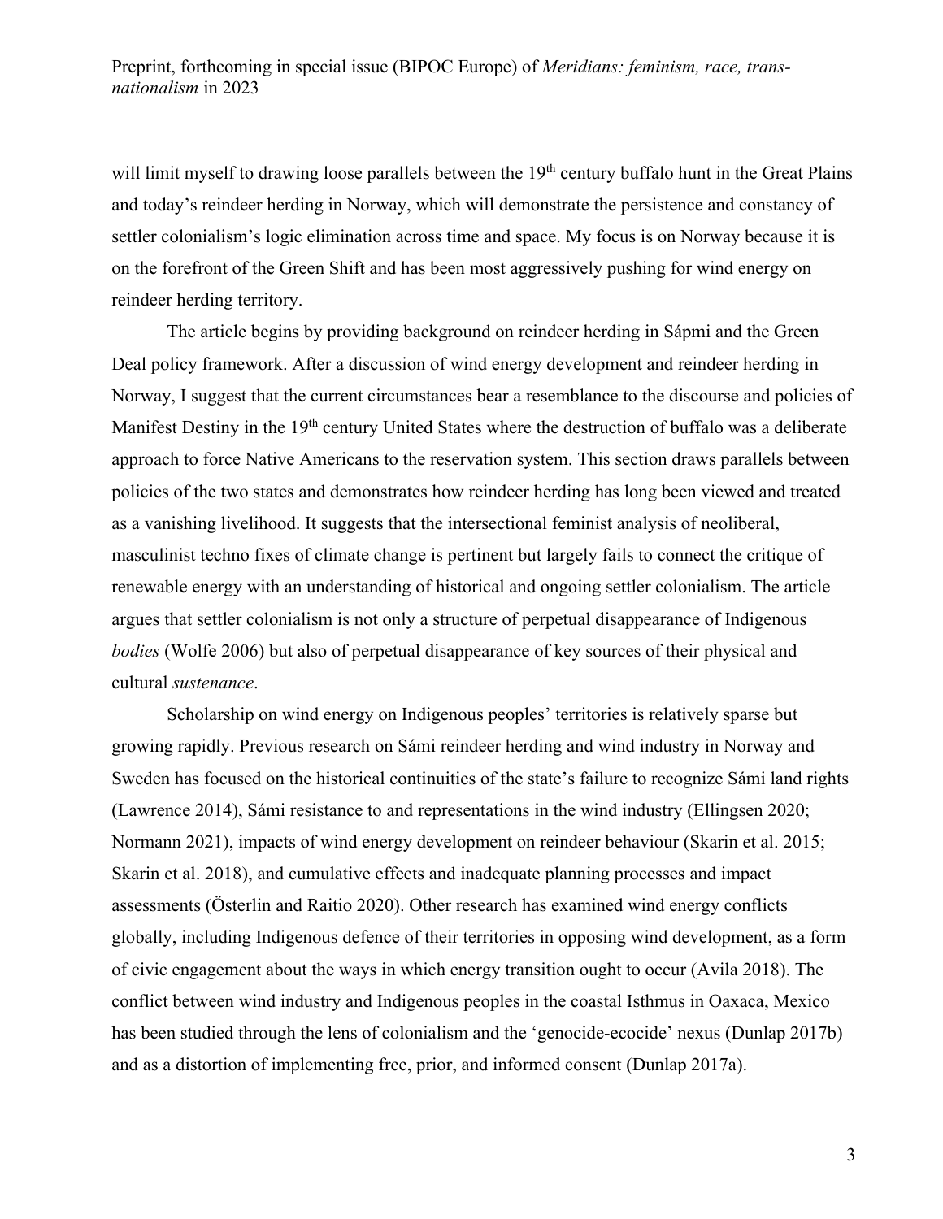will limit myself to drawing loose parallels between the 19th century buffalo hunt in the Great Plains and today's reindeer herding in Norway, which will demonstrate the persistence and constancy of settler colonialism's logic elimination across time and space. My focus is on Norway because it is on the forefront of the Green Shift and has been most aggressively pushing for wind energy on reindeer herding territory.

The article begins by providing background on reindeer herding in Sápmi and the Green Deal policy framework. After a discussion of wind energy development and reindeer herding in Norway, I suggest that the current circumstances bear a resemblance to the discourse and policies of Manifest Destiny in the 19th century United States where the destruction of buffalo was a deliberate approach to force Native Americans to the reservation system. This section draws parallels between policies of the two states and demonstrates how reindeer herding has long been viewed and treated as a vanishing livelihood. It suggests that the intersectional feminist analysis of neoliberal, masculinist techno fixes of climate change is pertinent but largely fails to connect the critique of renewable energy with an understanding of historical and ongoing settler colonialism. The article argues that settler colonialism is not only a structure of perpetual disappearance of Indigenous *bodies* (Wolfe 2006) but also of perpetual disappearance of key sources of their physical and cultural *sustenance*.

Scholarship on wind energy on Indigenous peoples' territories is relatively sparse but growing rapidly. Previous research on Sámi reindeer herding and wind industry in Norway and Sweden has focused on the historical continuities of the state's failure to recognize Sámi land rights (Lawrence 2014), Sámi resistance to and representations in the wind industry (Ellingsen 2020; Normann 2021), impacts of wind energy development on reindeer behaviour (Skarin et al. 2015; Skarin et al. 2018), and cumulative effects and inadequate planning processes and impact assessments (Österlin and Raitio 2020). Other research has examined wind energy conflicts globally, including Indigenous defence of their territories in opposing wind development, as a form of civic engagement about the ways in which energy transition ought to occur (Avila 2018). The conflict between wind industry and Indigenous peoples in the coastal Isthmus in Oaxaca, Mexico has been studied through the lens of colonialism and the 'genocide-ecocide' nexus (Dunlap 2017b) and as a distortion of implementing free, prior, and informed consent (Dunlap 2017a).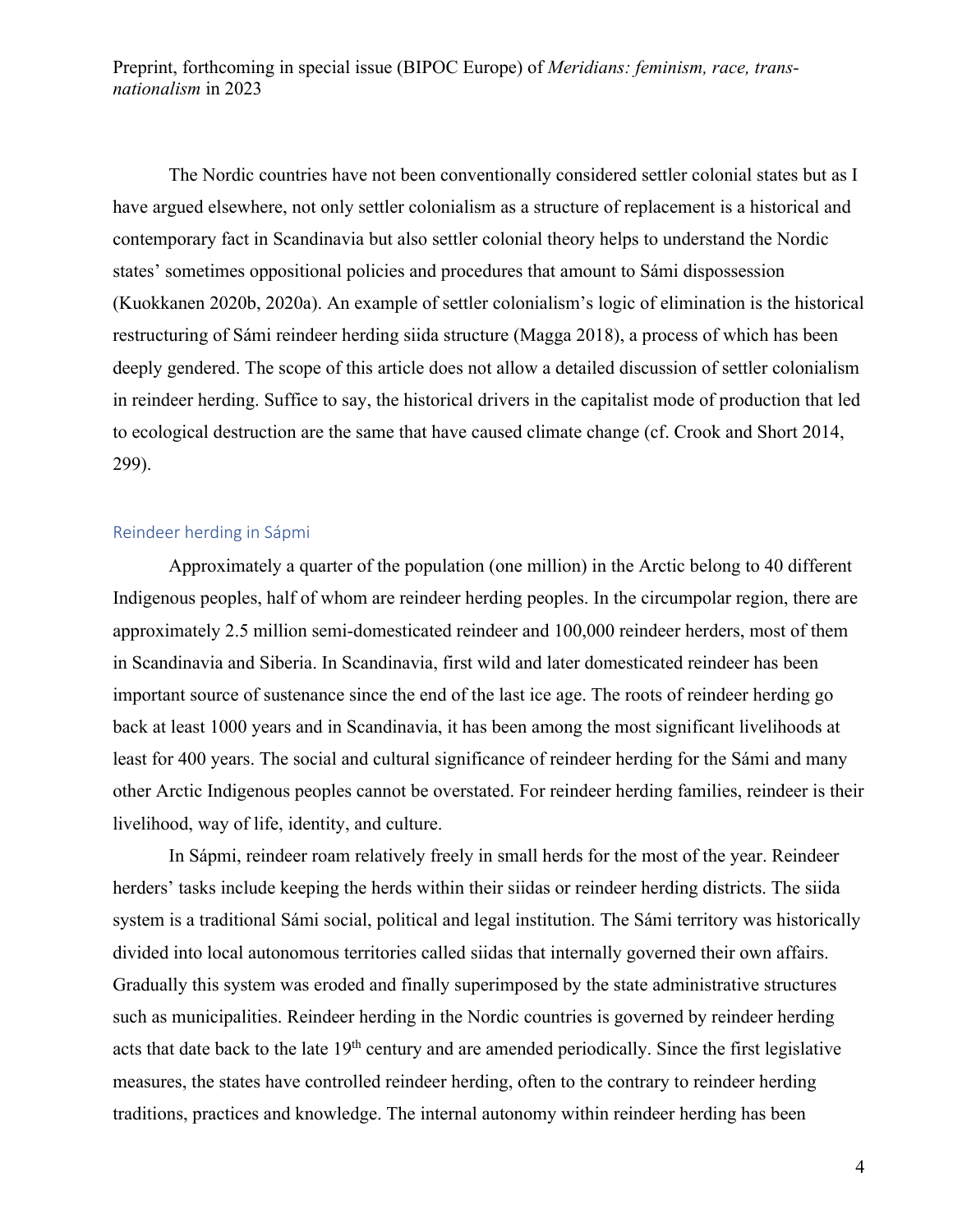The Nordic countries have not been conventionally considered settler colonial states but as I have argued elsewhere, not only settler colonialism as a structure of replacement is a historical and contemporary fact in Scandinavia but also settler colonial theory helps to understand the Nordic states' sometimes oppositional policies and procedures that amount to Sámi dispossession (Kuokkanen 2020b, 2020a). An example of settler colonialism's logic of elimination is the historical restructuring of Sámi reindeer herding siida structure (Magga 2018), a process of which has been deeply gendered. The scope of this article does not allow a detailed discussion of settler colonialism in reindeer herding. Suffice to say, the historical drivers in the capitalist mode of production that led to ecological destruction are the same that have caused climate change (cf. Crook and Short 2014, 299).

## Reindeer herding in Sápmi

Approximately a quarter of the population (one million) in the Arctic belong to 40 different Indigenous peoples, half of whom are reindeer herding peoples. In the circumpolar region, there are approximately 2.5 million semi-domesticated reindeer and 100,000 reindeer herders, most of them in Scandinavia and Siberia. In Scandinavia, first wild and later domesticated reindeer has been important source of sustenance since the end of the last ice age. The roots of reindeer herding go back at least 1000 years and in Scandinavia, it has been among the most significant livelihoods at least for 400 years. The social and cultural significance of reindeer herding for the Sámi and many other Arctic Indigenous peoples cannot be overstated. For reindeer herding families, reindeer is their livelihood, way of life, identity, and culture.

In Sápmi, reindeer roam relatively freely in small herds for the most of the year. Reindeer herders' tasks include keeping the herds within their siidas or reindeer herding districts. The siida system is a traditional Sámi social, political and legal institution. The Sámi territory was historically divided into local autonomous territories called siidas that internally governed their own affairs. Gradually this system was eroded and finally superimposed by the state administrative structures such as municipalities. Reindeer herding in the Nordic countries is governed by reindeer herding acts that date back to the late 19th century and are amended periodically. Since the first legislative measures, the states have controlled reindeer herding, often to the contrary to reindeer herding traditions, practices and knowledge. The internal autonomy within reindeer herding has been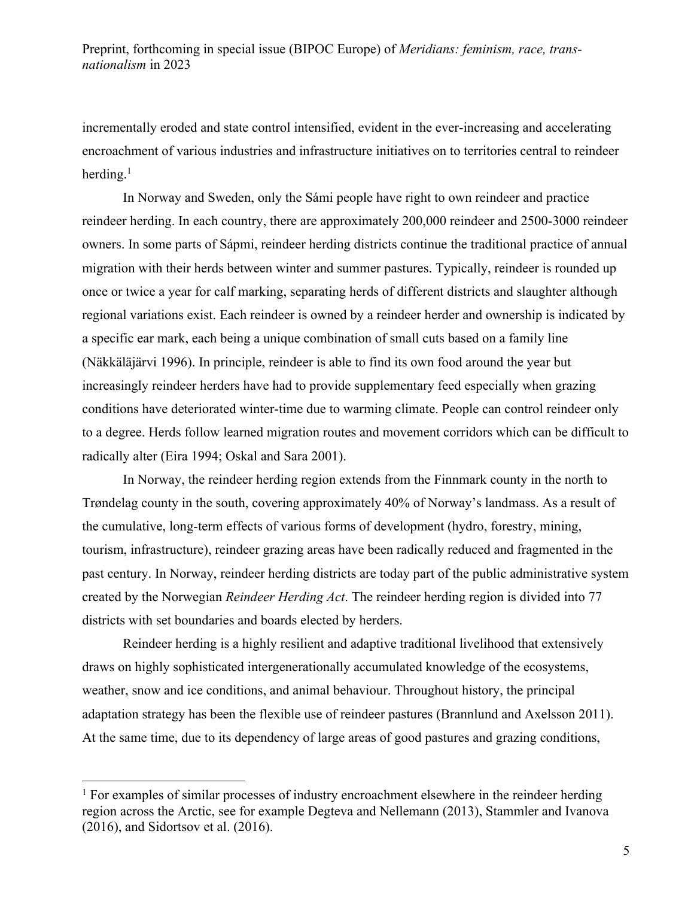incrementally eroded and state control intensified, evident in the ever-increasing and accelerating encroachment of various industries and infrastructure initiatives on to territories central to reindeer herding.[1]

In Norway and Sweden, only the Sámi people have right to own reindeer and practice reindeer herding. In each country, there are approximately 200,000 reindeer and 2500-3000 reindeer owners. In some parts of Sápmi, reindeer herding districts continue the traditional practice of annual migration with their herds between winter and summer pastures. Typically, reindeer is rounded up once or twice a year for calf marking, separating herds of different districts and slaughter although regional variations exist. Each reindeer is owned by a reindeer herder and ownership is indicated by a specific ear mark, each being a unique combination of small cuts based on a family line (Näkkäläjärvi 1996). In principle, reindeer is able to find its own food around the year but increasingly reindeer herders have had to provide supplementary feed especially when grazing conditions have deteriorated winter-time due to warming climate. People can control reindeer only to a degree. Herds follow learned migration routes and movement corridors which can be difficult to radically alter (Eira 1994; Oskal and Sara 2001).

In Norway, the reindeer herding region extends from the Finnmark county in the north to Trøndelag county in the south, covering approximately 40% of Norway's landmass. As a result of the cumulative, long-term effects of various forms of development (hydro, forestry, mining, tourism, infrastructure), reindeer grazing areas have been radically reduced and fragmented in the past century. In Norway, reindeer herding districts are today part of the public administrative system created by the Norwegian *Reindeer Herding Act*. The reindeer herding region is divided into 77 districts with set boundaries and boards elected by herders.

Reindeer herding is a highly resilient and adaptive traditional livelihood that extensively draws on highly sophisticated intergenerationally accumulated knowledge of the ecosystems, weather, snow and ice conditions, and animal behaviour. Throughout history, the principal adaptation strategy has been the flexible use of reindeer pastures (Brannlund and Axelsson 2011). At the same time, due to its dependency of large areas of good pastures and grazing conditions,

[1] For examples of similar processes of industry encroachment elsewhere in the reindeer herding region across the Arctic, see for example Degteva and Nellemann (2013), Stammler and Ivanova (2016), and Sidortsov et al. (2016).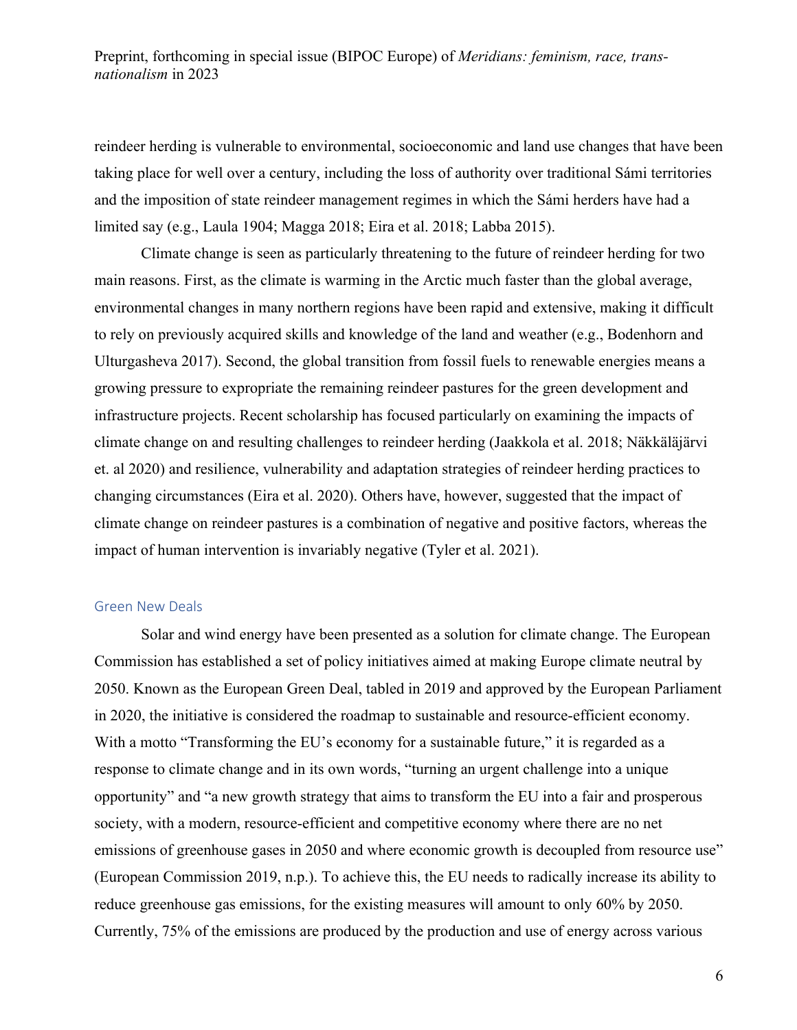reindeer herding is vulnerable to environmental, socioeconomic and land use changes that have been taking place for well over a century, including the loss of authority over traditional Sámi territories and the imposition of state reindeer management regimes in which the Sámi herders have had a limited say (e.g., Laula 1904; Magga 2018; Eira et al. 2018; Labba 2015).

Climate change is seen as particularly threatening to the future of reindeer herding for two main reasons. First, as the climate is warming in the Arctic much faster than the global average, environmental changes in many northern regions have been rapid and extensive, making it difficult to rely on previously acquired skills and knowledge of the land and weather (e.g., Bodenhorn and Ulturgasheva 2017). Second, the global transition from fossil fuels to renewable energies means a growing pressure to expropriate the remaining reindeer pastures for the green development and infrastructure projects. Recent scholarship has focused particularly on examining the impacts of climate change on and resulting challenges to reindeer herding (Jaakkola et al. 2018; Näkkäläjärvi et. al 2020) and resilience, vulnerability and adaptation strategies of reindeer herding practices to changing circumstances (Eira et al. 2020). Others have, however, suggested that the impact of climate change on reindeer pastures is a combination of negative and positive factors, whereas the impact of human intervention is invariably negative (Tyler et al. 2021).

## Green New Deals

Solar and wind energy have been presented as a solution for climate change. The European Commission has established a set of policy initiatives aimed at making Europe climate neutral by 2050. Known as the European Green Deal, tabled in 2019 and approved by the European Parliament in 2020, the initiative is considered the roadmap to sustainable and resource-efficient economy. With a motto "Transforming the EU's economy for a sustainable future," it is regarded as a response to climate change and in its own words, "turning an urgent challenge into a unique opportunity" and "a new growth strategy that aims to transform the EU into a fair and prosperous society, with a modern, resource-efficient and competitive economy where there are no net emissions of greenhouse gases in 2050 and where economic growth is decoupled from resource use" (European Commission 2019, n.p.). To achieve this, the EU needs to radically increase its ability to reduce greenhouse gas emissions, for the existing measures will amount to only 60% by 2050. Currently, 75% of the emissions are produced by the production and use of energy across various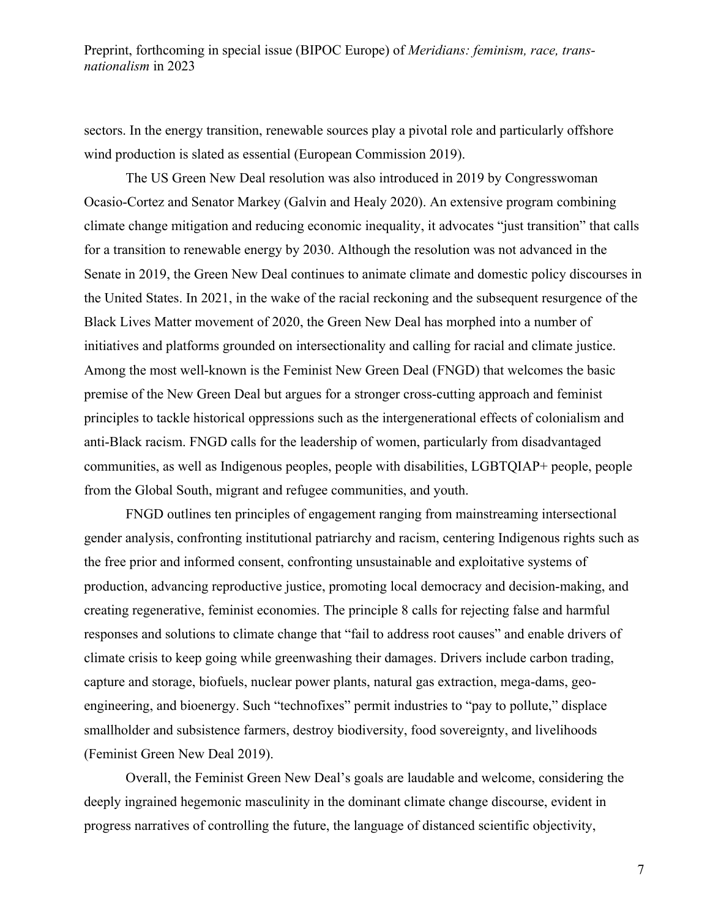sectors. In the energy transition, renewable sources play a pivotal role and particularly offshore wind production is slated as essential (European Commission 2019).

The US Green New Deal resolution was also introduced in 2019 by Congresswoman Ocasio-Cortez and Senator Markey (Galvin and Healy 2020). An extensive program combining climate change mitigation and reducing economic inequality, it advocates "just transition" that calls for a transition to renewable energy by 2030. Although the resolution was not advanced in the Senate in 2019, the Green New Deal continues to animate climate and domestic policy discourses in the United States. In 2021, in the wake of the racial reckoning and the subsequent resurgence of the Black Lives Matter movement of 2020, the Green New Deal has morphed into a number of initiatives and platforms grounded on intersectionality and calling for racial and climate justice. Among the most well-known is the Feminist New Green Deal (FNGD) that welcomes the basic premise of the New Green Deal but argues for a stronger cross-cutting approach and feminist principles to tackle historical oppressions such as the intergenerational effects of colonialism and anti-Black racism. FNGD calls for the leadership of women, particularly from disadvantaged communities, as well as Indigenous peoples, people with disabilities, LGBTQIAP+ people, people from the Global South, migrant and refugee communities, and youth.

FNGD outlines ten principles of engagement ranging from mainstreaming intersectional gender analysis, confronting institutional patriarchy and racism, centering Indigenous rights such as the free prior and informed consent, confronting unsustainable and exploitative systems of production, advancing reproductive justice, promoting local democracy and decision-making, and creating regenerative, feminist economies. The principle 8 calls for rejecting false and harmful responses and solutions to climate change that "fail to address root causes" and enable drivers of climate crisis to keep going while greenwashing their damages. Drivers include carbon trading, capture and storage, biofuels, nuclear power plants, natural gas extraction, mega-dams, geo-engineering, and bioenergy. Such "technofixes" permit industries to "pay to pollute," displace smallholder and subsistence farmers, destroy biodiversity, food sovereignty, and livelihoods (Feminist Green New Deal 2019).

Overall, the Feminist Green New Deal's goals are laudable and welcome, considering the deeply ingrained hegemonic masculinity in the dominant climate change discourse, evident in progress narratives of controlling the future, the language of distanced scientific objectivity,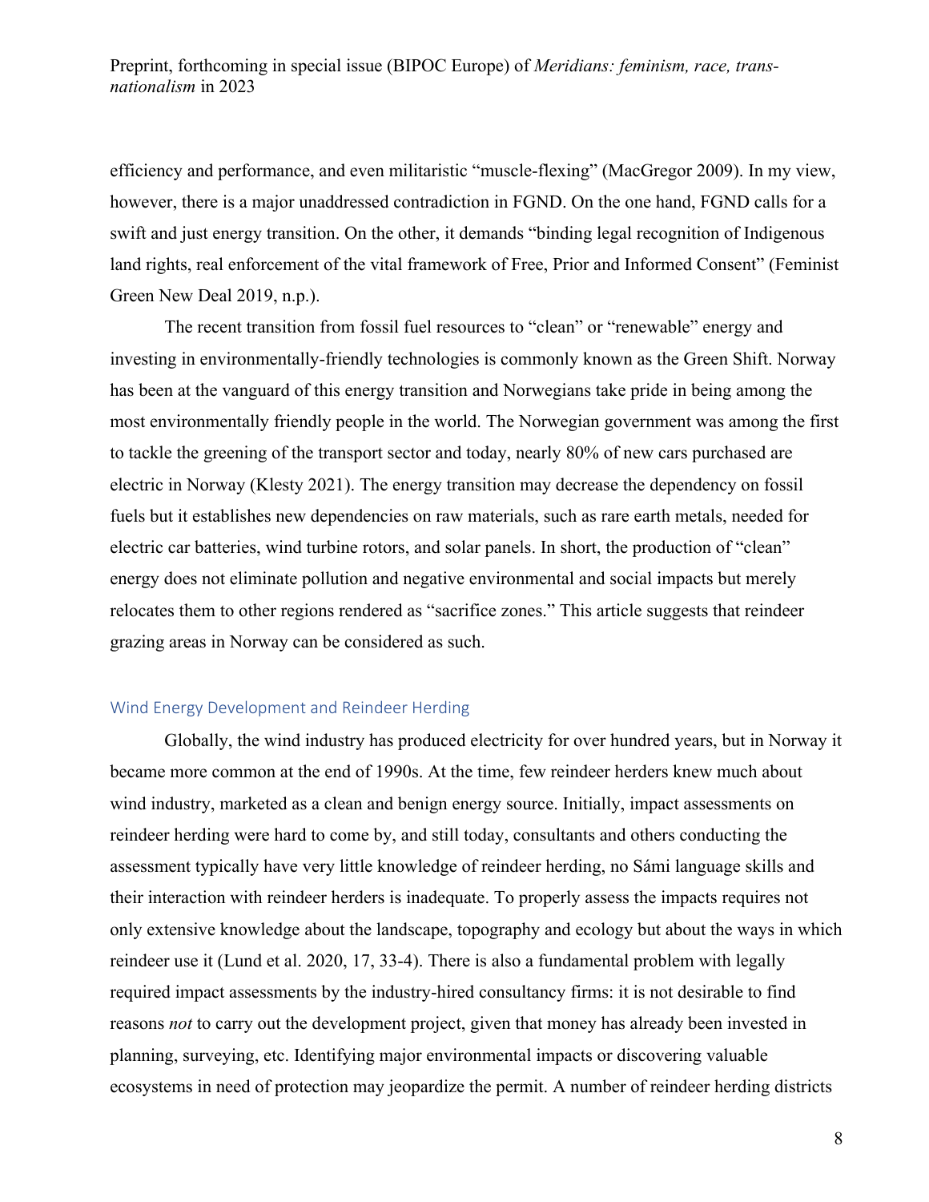efficiency and performance, and even militaristic "muscle-flexing" (MacGregor 2009). In my view, however, there is a major unaddressed contradiction in FGND. On the one hand, FGND calls for a swift and just energy transition. On the other, it demands "binding legal recognition of Indigenous land rights, real enforcement of the vital framework of Free, Prior and Informed Consent" (Feminist Green New Deal 2019, n.p.).

The recent transition from fossil fuel resources to "clean" or "renewable" energy and investing in environmentally-friendly technologies is commonly known as the Green Shift. Norway has been at the vanguard of this energy transition and Norwegians take pride in being among the most environmentally friendly people in the world. The Norwegian government was among the first to tackle the greening of the transport sector and today, nearly 80% of new cars purchased are electric in Norway (Klesty 2021). The energy transition may decrease the dependency on fossil fuels but it establishes new dependencies on raw materials, such as rare earth metals, needed for electric car batteries, wind turbine rotors, and solar panels. In short, the production of "clean" energy does not eliminate pollution and negative environmental and social impacts but merely relocates them to other regions rendered as "sacrifice zones." This article suggests that reindeer grazing areas in Norway can be considered as such.

## Wind Energy Development and Reindeer Herding

Globally, the wind industry has produced electricity for over hundred years, but in Norway it became more common at the end of 1990s. At the time, few reindeer herders knew much about wind industry, marketed as a clean and benign energy source. Initially, impact assessments on reindeer herding were hard to come by, and still today, consultants and others conducting the assessment typically have very little knowledge of reindeer herding, no Sámi language skills and their interaction with reindeer herders is inadequate. To properly assess the impacts requires not only extensive knowledge about the landscape, topography and ecology but about the ways in which reindeer use it (Lund et al. 2020, 17, 33-4). There is also a fundamental problem with legally required impact assessments by the industry-hired consultancy firms: it is not desirable to find reasons *not* to carry out the development project, given that money has already been invested in planning, surveying, etc. Identifying major environmental impacts or discovering valuable ecosystems in need of protection may jeopardize the permit. A number of reindeer herding districts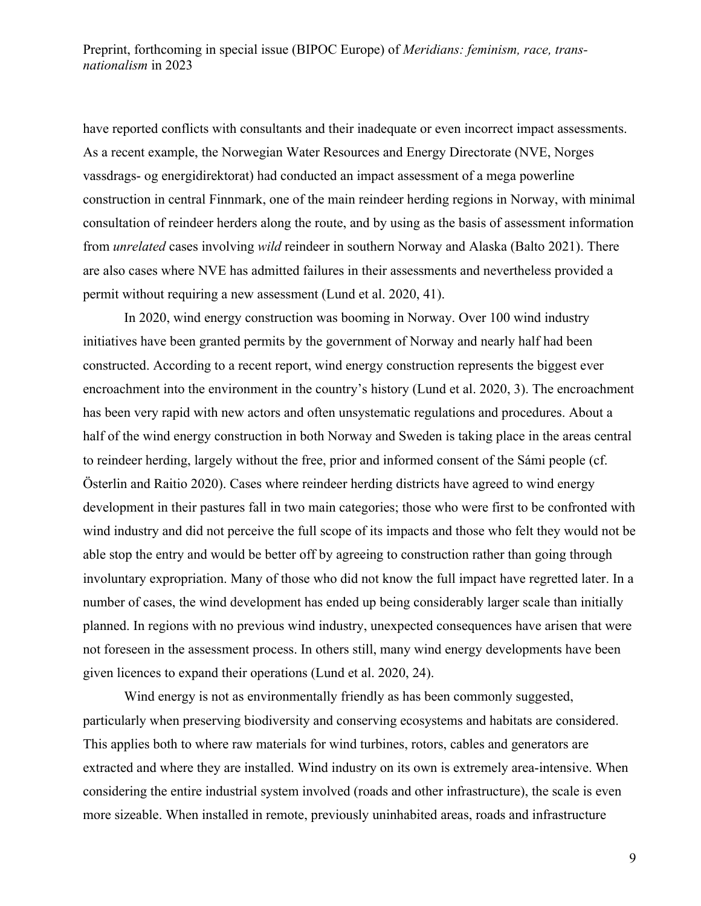have reported conflicts with consultants and their inadequate or even incorrect impact assessments. As a recent example, the Norwegian Water Resources and Energy Directorate (NVE, Norges vassdrags- og energidirektorat) had conducted an impact assessment of a mega powerline construction in central Finnmark, one of the main reindeer herding regions in Norway, with minimal consultation of reindeer herders along the route, and by using as the basis of assessment information from *unrelated* cases involving *wild* reindeer in southern Norway and Alaska (Balto 2021). There are also cases where NVE has admitted failures in their assessments and nevertheless provided a permit without requiring a new assessment (Lund et al. 2020, 41).

In 2020, wind energy construction was booming in Norway. Over 100 wind industry initiatives have been granted permits by the government of Norway and nearly half had been constructed. According to a recent report, wind energy construction represents the biggest ever encroachment into the environment in the country's history (Lund et al. 2020, 3). The encroachment has been very rapid with new actors and often unsystematic regulations and procedures. About a half of the wind energy construction in both Norway and Sweden is taking place in the areas central to reindeer herding, largely without the free, prior and informed consent of the Sámi people (cf. Österlin and Raitio 2020). Cases where reindeer herding districts have agreed to wind energy development in their pastures fall in two main categories; those who were first to be confronted with wind industry and did not perceive the full scope of its impacts and those who felt they would not be able stop the entry and would be better off by agreeing to construction rather than going through involuntary expropriation. Many of those who did not know the full impact have regretted later. In a number of cases, the wind development has ended up being considerably larger scale than initially planned. In regions with no previous wind industry, unexpected consequences have arisen that were not foreseen in the assessment process. In others still, many wind energy developments have been given licences to expand their operations (Lund et al. 2020, 24).

Wind energy is not as environmentally friendly as has been commonly suggested, particularly when preserving biodiversity and conserving ecosystems and habitats are considered. This applies both to where raw materials for wind turbines, rotors, cables and generators are extracted and where they are installed. Wind industry on its own is extremely area-intensive. When considering the entire industrial system involved (roads and other infrastructure), the scale is even more sizeable. When installed in remote, previously uninhabited areas, roads and infrastructure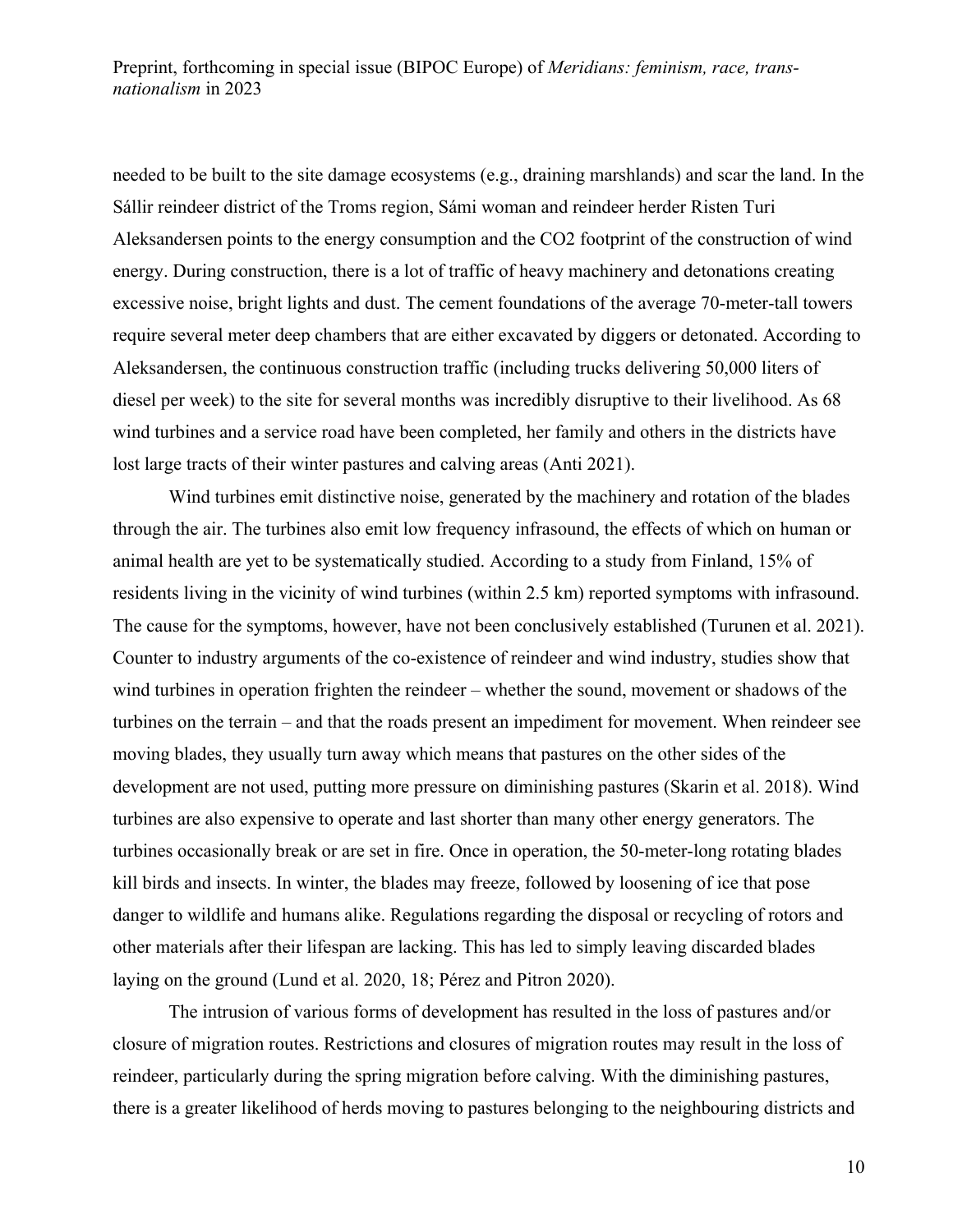needed to be built to the site damage ecosystems (e.g., draining marshlands) and scar the land. In the Sállir reindeer district of the Troms region, Sámi woman and reindeer herder Risten Turi Aleksandersen points to the energy consumption and the $CO_2$ footprint of the construction of wind energy. During construction, there is a lot of traffic of heavy machinery and detonations creating excessive noise, bright lights and dust. The cement foundations of the average 70-meter-tall towers require several meter deep chambers that are either excavated by diggers or detonated. According to Aleksandersen, the continuous construction traffic (including trucks delivering 50,000 liters of diesel per week) to the site for several months was incredibly disruptive to their livelihood. As 68 wind turbines and a service road have been completed, her family and others in the districts have lost large tracts of their winter pastures and calving areas (Anti 2021).

Wind turbines emit distinctive noise, generated by the machinery and rotation of the blades through the air. The turbines also emit low frequency infrasound, the effects of which on human or animal health are yet to be systematically studied. According to a study from Finland, 15% of residents living in the vicinity of wind turbines (within 2.5 km) reported symptoms with infrasound. The cause for the symptoms, however, have not been conclusively established (Turunen et al. 2021). Counter to industry arguments of the co-existence of reindeer and wind industry, studies show that wind turbines in operation frighten the reindeer – whether the sound, movement or shadows of the turbines on the terrain – and that the roads present an impediment for movement. When reindeer see moving blades, they usually turn away which means that pastures on the other sides of the development are not used, putting more pressure on diminishing pastures (Skarin et al. 2018). Wind turbines are also expensive to operate and last shorter than many other energy generators. The turbines occasionally break or are set in fire. Once in operation, the 50-meter-long rotating blades kill birds and insects. In winter, the blades may freeze, followed by loosening of ice that pose danger to wildlife and humans alike. Regulations regarding the disposal or recycling of rotors and other materials after their lifespan are lacking. This has led to simply leaving discarded blades laying on the ground (Lund et al. 2020, 18; Pérez and Pitron 2020).

The intrusion of various forms of development has resulted in the loss of pastures and/or closure of migration routes. Restrictions and closures of migration routes may result in the loss of reindeer, particularly during the spring migration before calving. With the diminishing pastures, there is a greater likelihood of herds moving to pastures belonging to the neighbouring districts and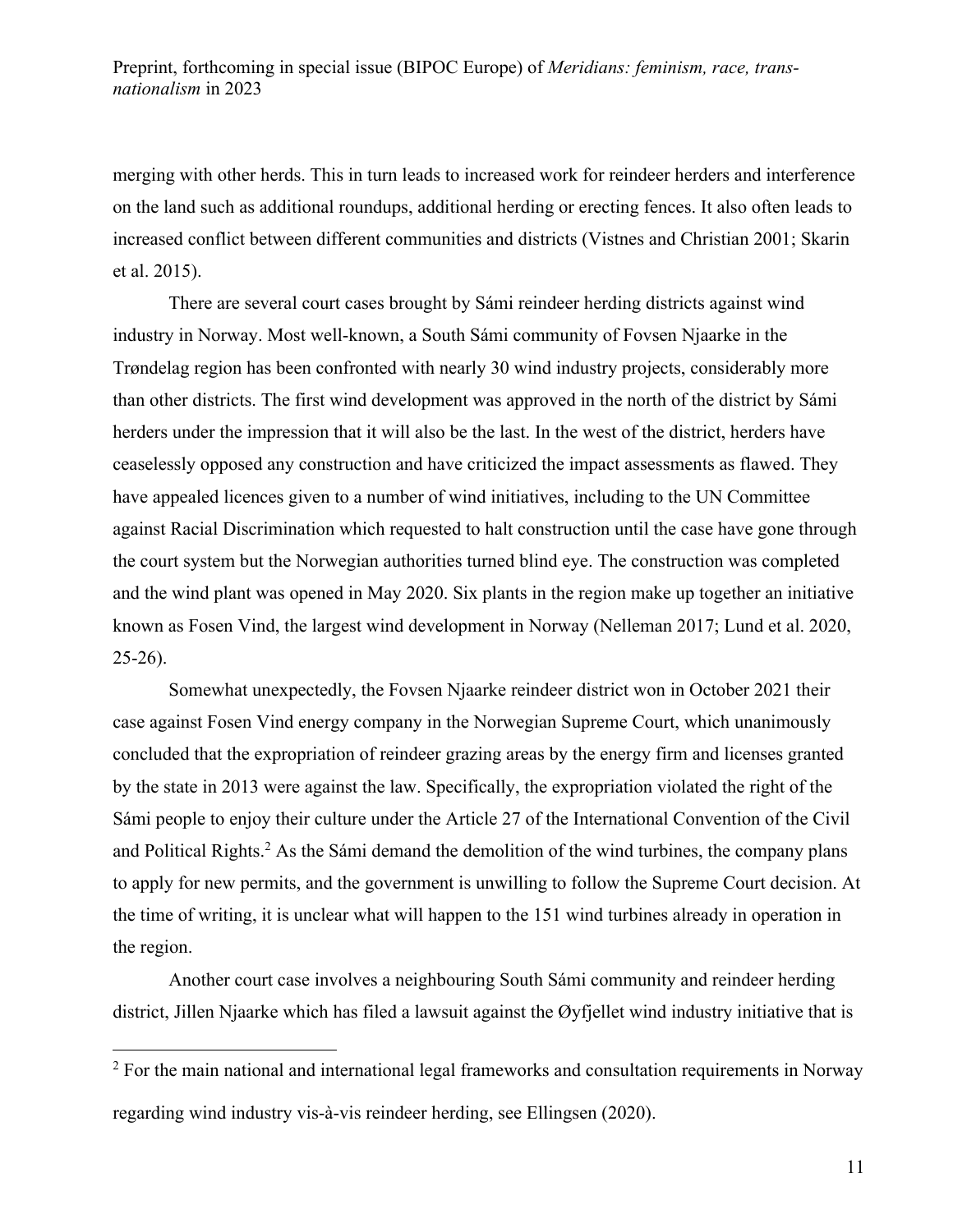merging with other herds. This in turn leads to increased work for reindeer herders and interference on the land such as additional roundups, additional herding or erecting fences. It also often leads to increased conflict between different communities and districts (Vistnes and Christian 2001; Skarin et al. 2015).

There are several court cases brought by Sámi reindeer herding districts against wind industry in Norway. Most well-known, a South Sámi community of Fovsen Njaarke in the Trøndelag region has been confronted with nearly 30 wind industry projects, considerably more than other districts. The first wind development was approved in the north of the district by Sámi herders under the impression that it will also be the last. In the west of the district, herders have ceaselessly opposed any construction and have criticized the impact assessments as flawed. They have appealed licences given to a number of wind initiatives, including to the UN Committee against Racial Discrimination which requested to halt construction until the case have gone through the court system but the Norwegian authorities turned blind eye. The construction was completed and the wind plant was opened in May 2020. Six plants in the region make up together an initiative known as Fosen Vind, the largest wind development in Norway (Nelleman 2017; Lund et al. 2020, 25-26).

Somewhat unexpectedly, the Fovsen Njaarke reindeer district won in October 2021 their case against Fosen Vind energy company in the Norwegian Supreme Court, which unanimously concluded that the expropriation of reindeer grazing areas by the energy firm and licenses granted by the state in 2013 were against the law. Specifically, the expropriation violated the right of the Sámi people to enjoy their culture under the Article 27 of the International Convention of the Civil and Political Rights.[2] As the Sámi demand the demolition of the wind turbines, the company plans to apply for new permits, and the government is unwilling to follow the Supreme Court decision. At the time of writing, it is unclear what will happen to the 151 wind turbines already in operation in the region.

Another court case involves a neighbouring South Sámi community and reindeer herding district, Jillen Njaarke which has filed a lawsuit against the Øyfjellet wind industry initiative that is

[2] For the main national and international legal frameworks and consultation requirements in Norway regarding wind industry vis-à-vis reindeer herding, see Ellingsen (2020).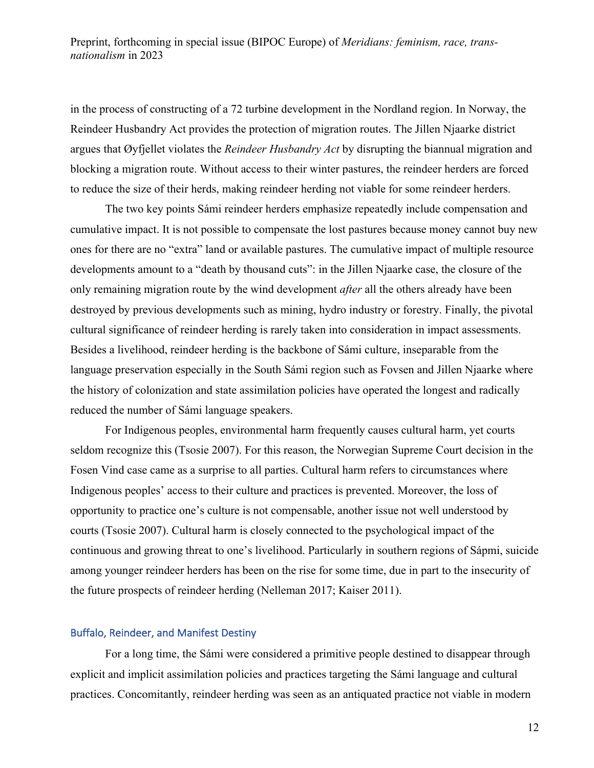in the process of constructing of a 72 turbine development in the Nordland region. In Norway, the Reindeer Husbandry Act provides the protection of migration routes. The Jillen Njaarke district argues that Øyfjellet violates the *Reindeer Husbandry Act* by disrupting the biannual migration and blocking a migration route. Without access to their winter pastures, the reindeer herders are forced to reduce the size of their herds, making reindeer herding not viable for some reindeer herders.

The two key points Sámi reindeer herders emphasize repeatedly include compensation and cumulative impact. It is not possible to compensate the lost pastures because money cannot buy new ones for there are no "extra" land or available pastures. The cumulative impact of multiple resource developments amount to a "death by thousand cuts": in the Jillen Njaarke case, the closure of the only remaining migration route by the wind development *after* all the others already have been destroyed by previous developments such as mining, hydro industry or forestry. Finally, the pivotal cultural significance of reindeer herding is rarely taken into consideration in impact assessments. Besides a livelihood, reindeer herding is the backbone of Sámi culture, inseparable from the language preservation especially in the South Sámi region such as Fovsen and Jillen Njaarke where the history of colonization and state assimilation policies have operated the longest and radically reduced the number of Sámi language speakers.

For Indigenous peoples, environmental harm frequently causes cultural harm, yet courts seldom recognize this (Tsosie 2007). For this reason, the Norwegian Supreme Court decision in the Fosen Vind case came as a surprise to all parties. Cultural harm refers to circumstances where Indigenous peoples' access to their culture and practices is prevented. Moreover, the loss of opportunity to practice one's culture is not compensable, another issue not well understood by courts (Tsosie 2007). Cultural harm is closely connected to the psychological impact of the continuous and growing threat to one's livelihood. Particularly in southern regions of Sápmi, suicide among younger reindeer herders has been on the rise for some time, due in part to the insecurity of the future prospects of reindeer herding (Nelleman 2017; Kaiser 2011).

## Buffalo, Reindeer, and Manifest Destiny

For a long time, the Sámi were considered a primitive people destined to disappear through explicit and implicit assimilation policies and practices targeting the Sámi language and cultural practices. Concomitantly, reindeer herding was seen as an antiquated practice not viable in modern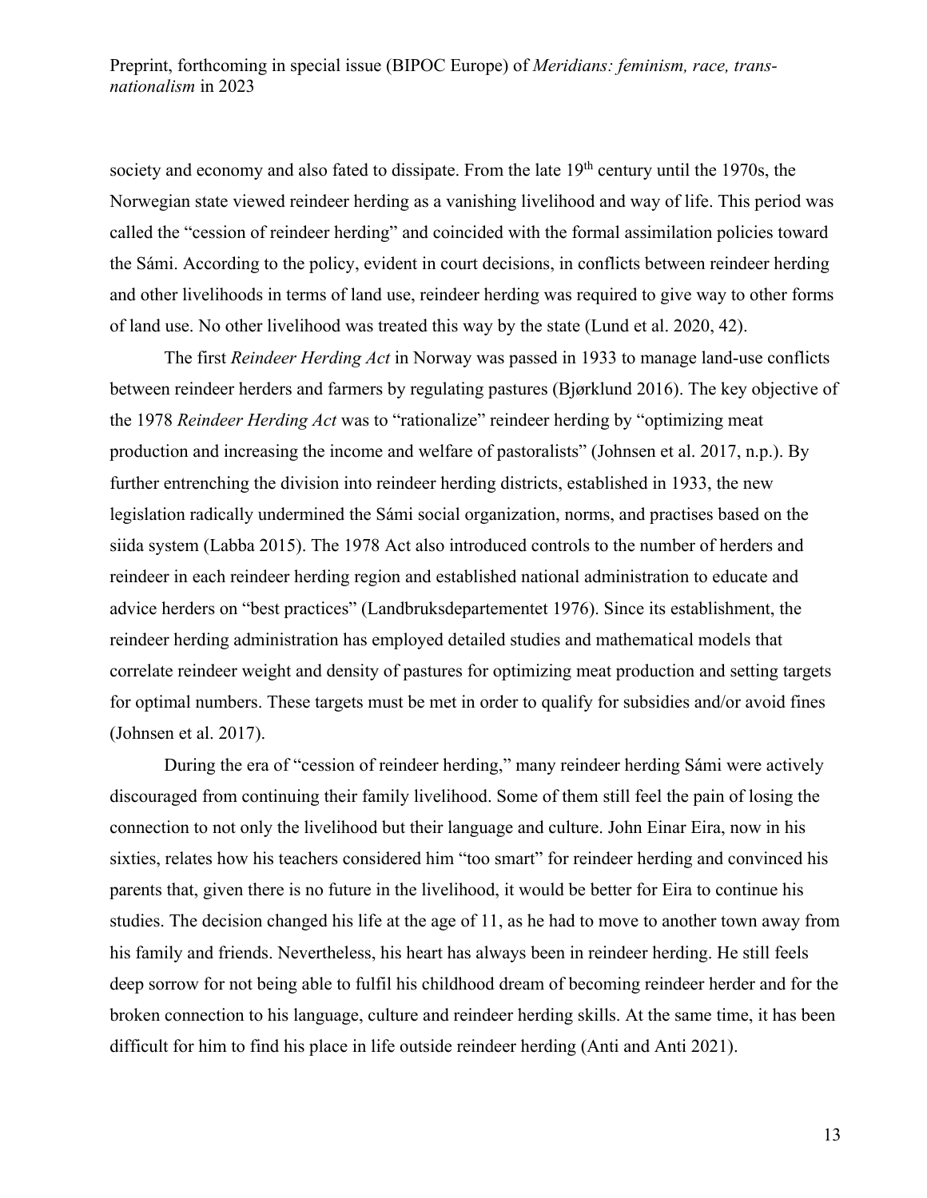society and economy and also fated to dissipate. From the late 19th century until the 1970s, the Norwegian state viewed reindeer herding as a vanishing livelihood and way of life. This period was called the "cession of reindeer herding" and coincided with the formal assimilation policies toward the Sámi. According to the policy, evident in court decisions, in conflicts between reindeer herding and other livelihoods in terms of land use, reindeer herding was required to give way to other forms of land use. No other livelihood was treated this way by the state (Lund et al. 2020, 42).

The first *Reindeer Herding Act* in Norway was passed in 1933 to manage land-use conflicts between reindeer herders and farmers by regulating pastures (Bjørklund 2016). The key objective of the 1978 *Reindeer Herding Act* was to "rationalize" reindeer herding by "optimizing meat production and increasing the income and welfare of pastoralists" (Johnsen et al. 2017, n.p.). By further entrenching the division into reindeer herding districts, established in 1933, the new legislation radically undermined the Sámi social organization, norms, and practises based on the siida system (Labba 2015). The 1978 Act also introduced controls to the number of herders and reindeer in each reindeer herding region and established national administration to educate and advice herders on "best practices" (Landbruksdepartementet 1976). Since its establishment, the reindeer herding administration has employed detailed studies and mathematical models that correlate reindeer weight and density of pastures for optimizing meat production and setting targets for optimal numbers. These targets must be met in order to qualify for subsidies and/or avoid fines (Johnsen et al. 2017).

During the era of "cession of reindeer herding," many reindeer herding Sámi were actively discouraged from continuing their family livelihood. Some of them still feel the pain of losing the connection to not only the livelihood but their language and culture. John Einar Eira, now in his sixties, relates how his teachers considered him "too smart" for reindeer herding and convinced his parents that, given there is no future in the livelihood, it would be better for Eira to continue his studies. The decision changed his life at the age of 11, as he had to move to another town away from his family and friends. Nevertheless, his heart has always been in reindeer herding. He still feels deep sorrow for not being able to fulfil his childhood dream of becoming reindeer herder and for the broken connection to his language, culture and reindeer herding skills. At the same time, it has been difficult for him to find his place in life outside reindeer herding (Anti and Anti 2021).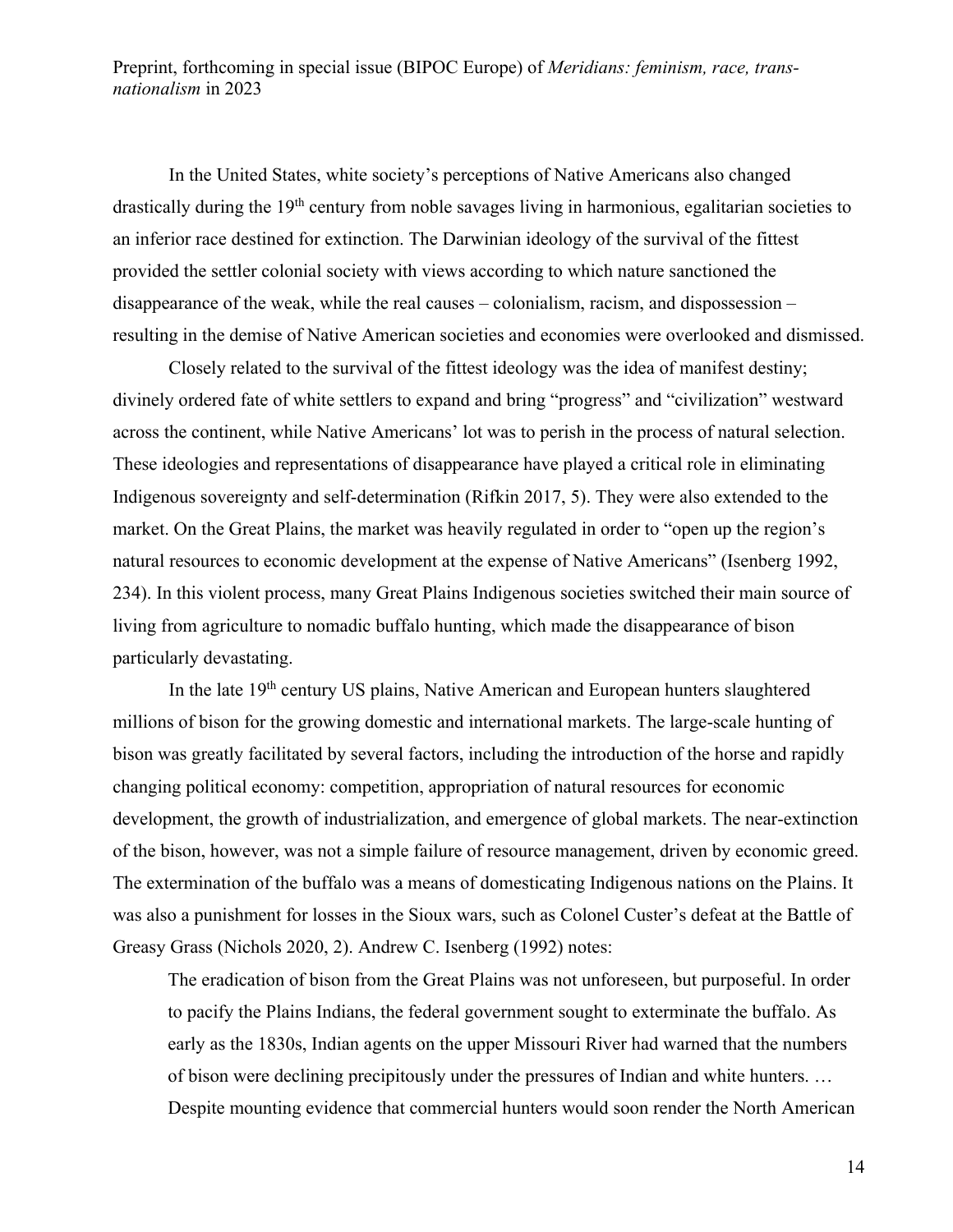In the United States, white society's perceptions of Native Americans also changed drastically during the 19th century from noble savages living in harmonious, egalitarian societies to an inferior race destined for extinction. The Darwinian ideology of the survival of the fittest provided the settler colonial society with views according to which nature sanctioned the disappearance of the weak, while the real causes – colonialism, racism, and dispossession – resulting in the demise of Native American societies and economies were overlooked and dismissed.

Closely related to the survival of the fittest ideology was the idea of manifest destiny; divinely ordered fate of white settlers to expand and bring "progress" and "civilization" westward across the continent, while Native Americans' lot was to perish in the process of natural selection. These ideologies and representations of disappearance have played a critical role in eliminating Indigenous sovereignty and self-determination (Rifkin 2017, 5). They were also extended to the market. On the Great Plains, the market was heavily regulated in order to "open up the region's natural resources to economic development at the expense of Native Americans" (Isenberg 1992, 234). In this violent process, many Great Plains Indigenous societies switched their main source of living from agriculture to nomadic buffalo hunting, which made the disappearance of bison particularly devastating.

In the late 19th century US plains, Native American and European hunters slaughtered millions of bison for the growing domestic and international markets. The large-scale hunting of bison was greatly facilitated by several factors, including the introduction of the horse and rapidly changing political economy: competition, appropriation of natural resources for economic development, the growth of industrialization, and emergence of global markets. The near-extinction of the bison, however, was not a simple failure of resource management, driven by economic greed. The extermination of the buffalo was a means of domesticating Indigenous nations on the Plains. It was also a punishment for losses in the Sioux wars, such as Colonel Custer's defeat at the Battle of Greasy Grass (Nichols 2020, 2). Andrew C. Isenberg (1992) notes:

> The eradication of bison from the Great Plains was not unforeseen, but purposeful. In order to pacify the Plains Indians, the federal government sought to exterminate the buffalo. As early as the 1830s, Indian agents on the upper Missouri River had warned that the numbers of bison were declining precipitously under the pressures of Indian and white hunters. … Despite mounting evidence that commercial hunters would soon render the North American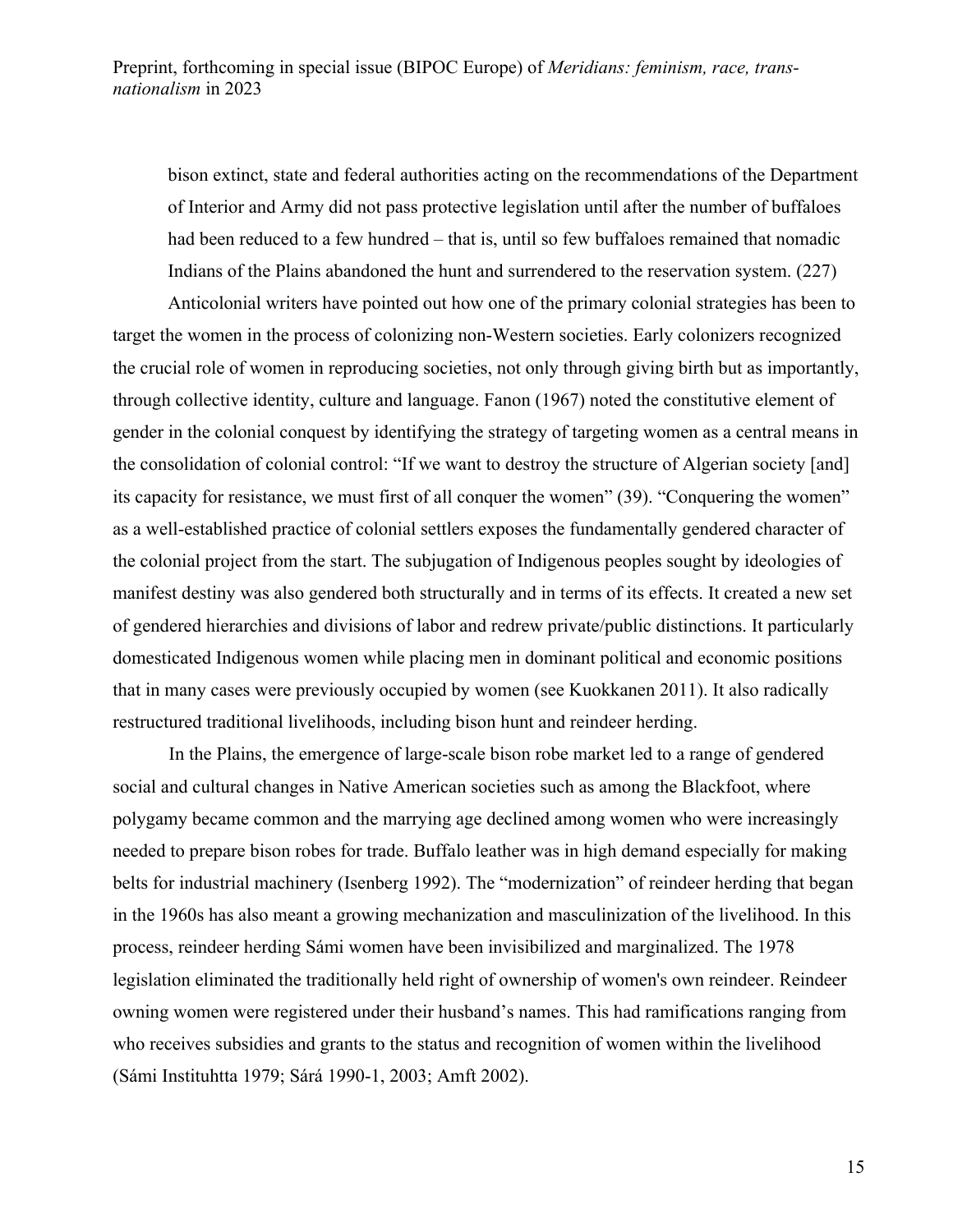> bison extinct, state and federal authorities acting on the recommendations of the Department of Interior and Army did not pass protective legislation until after the number of buffaloes had been reduced to a few hundred – that is, until so few buffaloes remained that nomadic Indians of the Plains abandoned the hunt and surrendered to the reservation system. (227)

Anticolonial writers have pointed out how one of the primary colonial strategies has been to target the women in the process of colonizing non-Western societies. Early colonizers recognized the crucial role of women in reproducing societies, not only through giving birth but as importantly, through collective identity, culture and language. Fanon (1967) noted the constitutive element of gender in the colonial conquest by identifying the strategy of targeting women as a central means in the consolidation of colonial control: "If we want to destroy the structure of Algerian society [and] its capacity for resistance, we must first of all conquer the women" (39). "Conquering the women" as a well-established practice of colonial settlers exposes the fundamentally gendered character of the colonial project from the start. The subjugation of Indigenous peoples sought by ideologies of manifest destiny was also gendered both structurally and in terms of its effects. It created a new set of gendered hierarchies and divisions of labor and redrew private/public distinctions. It particularly domesticated Indigenous women while placing men in dominant political and economic positions that in many cases were previously occupied by women (see Kuokkanen 2011). It also radically restructured traditional livelihoods, including bison hunt and reindeer herding.

In the Plains, the emergence of large-scale bison robe market led to a range of gendered social and cultural changes in Native American societies such as among the Blackfoot, where polygamy became common and the marrying age declined among women who were increasingly needed to prepare bison robes for trade. Buffalo leather was in high demand especially for making belts for industrial machinery (Isenberg 1992). The "modernization" of reindeer herding that began in the 1960s has also meant a growing mechanization and masculinization of the livelihood. In this process, reindeer herding Sámi women have been invisibilized and marginalized. The 1978 legislation eliminated the traditionally held right of ownership of women's own reindeer. Reindeer owning women were registered under their husband's names. This had ramifications ranging from who receives subsidies and grants to the status and recognition of women within the livelihood (Sámi Instituhtta 1979; Sárá 1990-1, 2003; Amft 2002).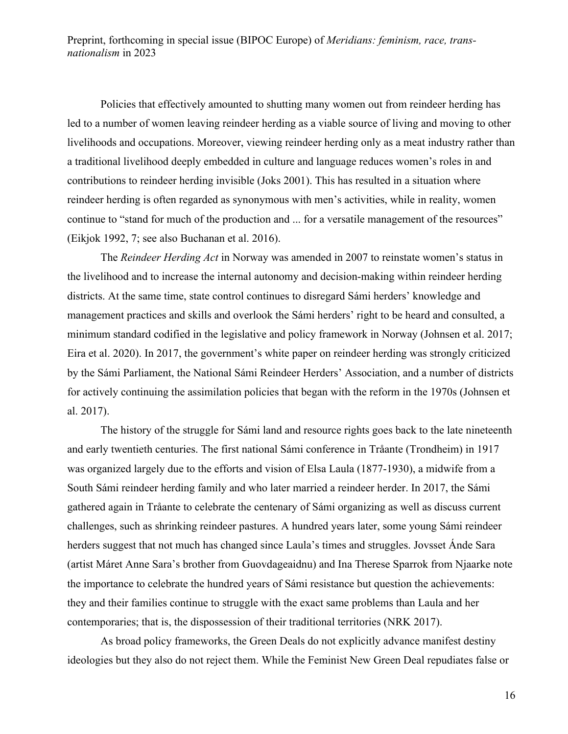Policies that effectively amounted to shutting many women out from reindeer herding has led to a number of women leaving reindeer herding as a viable source of living and moving to other livelihoods and occupations. Moreover, viewing reindeer herding only as a meat industry rather than a traditional livelihood deeply embedded in culture and language reduces women's roles in and contributions to reindeer herding invisible (Joks 2001). This has resulted in a situation where reindeer herding is often regarded as synonymous with men's activities, while in reality, women continue to "stand for much of the production and ... for a versatile management of the resources" (Eikjok 1992, 7; see also Buchanan et al. 2016).

The *Reindeer Herding Act* in Norway was amended in 2007 to reinstate women's status in the livelihood and to increase the internal autonomy and decision-making within reindeer herding districts. At the same time, state control continues to disregard Sámi herders' knowledge and management practices and skills and overlook the Sámi herders' right to be heard and consulted, a minimum standard codified in the legislative and policy framework in Norway (Johnsen et al. 2017; Eira et al. 2020). In 2017, the government's white paper on reindeer herding was strongly criticized by the Sámi Parliament, the National Sámi Reindeer Herders' Association, and a number of districts for actively continuing the assimilation policies that began with the reform in the 1970s (Johnsen et al. 2017).

The history of the struggle for Sámi land and resource rights goes back to the late nineteenth and early twentieth centuries. The first national Sámi conference in Tråante (Trondheim) in 1917 was organized largely due to the efforts and vision of Elsa Laula (1877-1930), a midwife from a South Sámi reindeer herding family and who later married a reindeer herder. In 2017, the Sámi gathered again in Tråante to celebrate the centenary of Sámi organizing as well as discuss current challenges, such as shrinking reindeer pastures. A hundred years later, some young Sámi reindeer herders suggest that not much has changed since Laula's times and struggles. Jovsset Ánde Sara (artist Máret Anne Sara's brother from Guovdageaidnu) and Ina Therese Sparrok from Njaarke note the importance to celebrate the hundred years of Sámi resistance but question the achievements: they and their families continue to struggle with the exact same problems than Laula and her contemporaries; that is, the dispossession of their traditional territories (NRK 2017).

As broad policy frameworks, the Green Deals do not explicitly advance manifest destiny ideologies but they also do not reject them. While the Feminist New Green Deal repudiates false or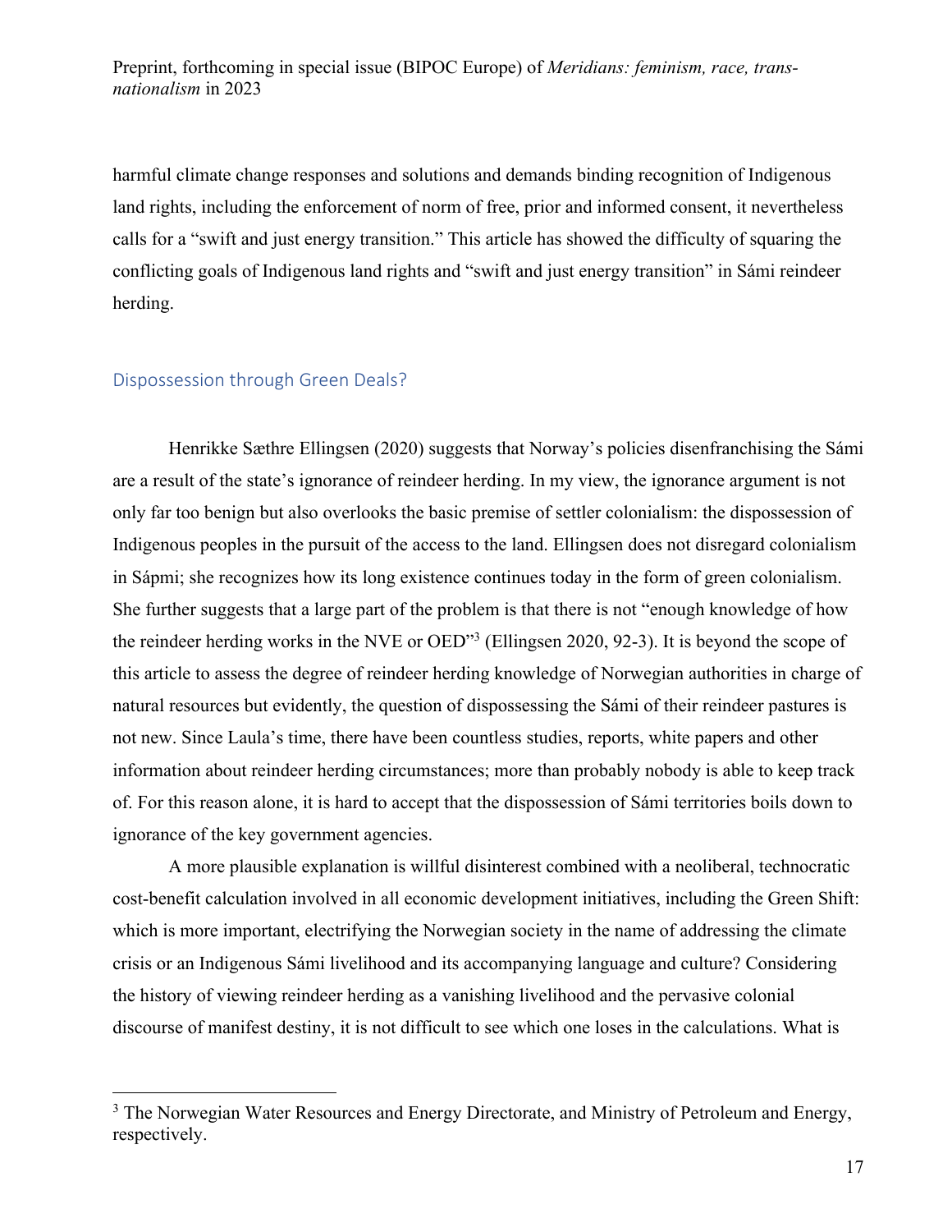harmful climate change responses and solutions and demands binding recognition of Indigenous land rights, including the enforcement of norm of free, prior and informed consent, it nevertheless calls for a "swift and just energy transition." This article has showed the difficulty of squaring the conflicting goals of Indigenous land rights and "swift and just energy transition" in Sámi reindeer herding.

## Dispossession through Green Deals?

Henrikke Sæthre Ellingsen (2020) suggests that Norway's policies disenfranchising the Sámi are a result of the state's ignorance of reindeer herding. In my view, the ignorance argument is not only far too benign but also overlooks the basic premise of settler colonialism: the dispossession of Indigenous peoples in the pursuit of the access to the land. Ellingsen does not disregard colonialism in Sápmi; she recognizes how its long existence continues today in the form of green colonialism. She further suggests that a large part of the problem is that there is not "enough knowledge of how the reindeer herding works in the NVE or OED"[3] (Ellingsen 2020, 92-3). It is beyond the scope of this article to assess the degree of reindeer herding knowledge of Norwegian authorities in charge of natural resources but evidently, the question of dispossessing the Sámi of their reindeer pastures is not new. Since Laula's time, there have been countless studies, reports, white papers and other information about reindeer herding circumstances; more than probably nobody is able to keep track of. For this reason alone, it is hard to accept that the dispossession of Sámi territories boils down to ignorance of the key government agencies.

A more plausible explanation is willful disinterest combined with a neoliberal, technocratic cost-benefit calculation involved in all economic development initiatives, including the Green Shift: which is more important, electrifying the Norwegian society in the name of addressing the climate crisis or an Indigenous Sámi livelihood and its accompanying language and culture? Considering the history of viewing reindeer herding as a vanishing livelihood and the pervasive colonial discourse of manifest destiny, it is not difficult to see which one loses in the calculations. What is

[3] The Norwegian Water Resources and Energy Directorate, and Ministry of Petroleum and Energy, respectively.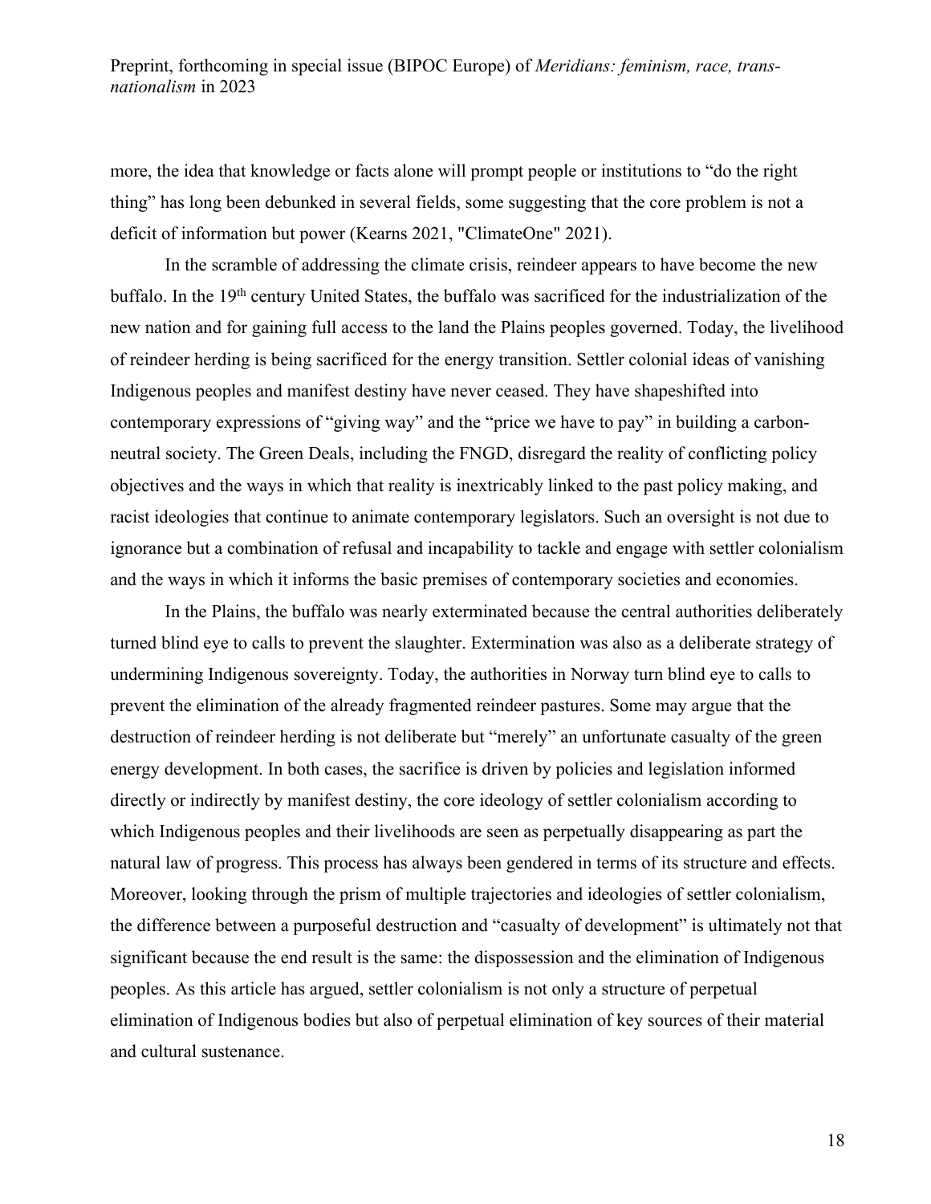more, the idea that knowledge or facts alone will prompt people or institutions to "do the right thing" has long been debunked in several fields, some suggesting that the core problem is not a deficit of information but power (Kearns 2021, "ClimateOne" 2021).

In the scramble of addressing the climate crisis, reindeer appears to have become the new buffalo. In the 19th century United States, the buffalo was sacrificed for the industrialization of the new nation and for gaining full access to the land the Plains peoples governed. Today, the livelihood of reindeer herding is being sacrificed for the energy transition. Settler colonial ideas of vanishing Indigenous peoples and manifest destiny have never ceased. They have shapeshifted into contemporary expressions of "giving way" and the "price we have to pay" in building a carbon-neutral society. The Green Deals, including the FNGD, disregard the reality of conflicting policy objectives and the ways in which that reality is inextricably linked to the past policy making, and racist ideologies that continue to animate contemporary legislators. Such an oversight is not due to ignorance but a combination of refusal and incapability to tackle and engage with settler colonialism and the ways in which it informs the basic premises of contemporary societies and economies.

In the Plains, the buffalo was nearly exterminated because the central authorities deliberately turned blind eye to calls to prevent the slaughter. Extermination was also as a deliberate strategy of undermining Indigenous sovereignty. Today, the authorities in Norway turn blind eye to calls to prevent the elimination of the already fragmented reindeer pastures. Some may argue that the destruction of reindeer herding is not deliberate but "merely" an unfortunate casualty of the green energy development. In both cases, the sacrifice is driven by policies and legislation informed directly or indirectly by manifest destiny, the core ideology of settler colonialism according to which Indigenous peoples and their livelihoods are seen as perpetually disappearing as part the natural law of progress. This process has always been gendered in terms of its structure and effects. Moreover, looking through the prism of multiple trajectories and ideologies of settler colonialism, the difference between a purposeful destruction and "casualty of development" is ultimately not that significant because the end result is the same: the dispossession and the elimination of Indigenous peoples. As this article has argued, settler colonialism is not only a structure of perpetual elimination of Indigenous bodies but also of perpetual elimination of key sources of their material and cultural sustenance.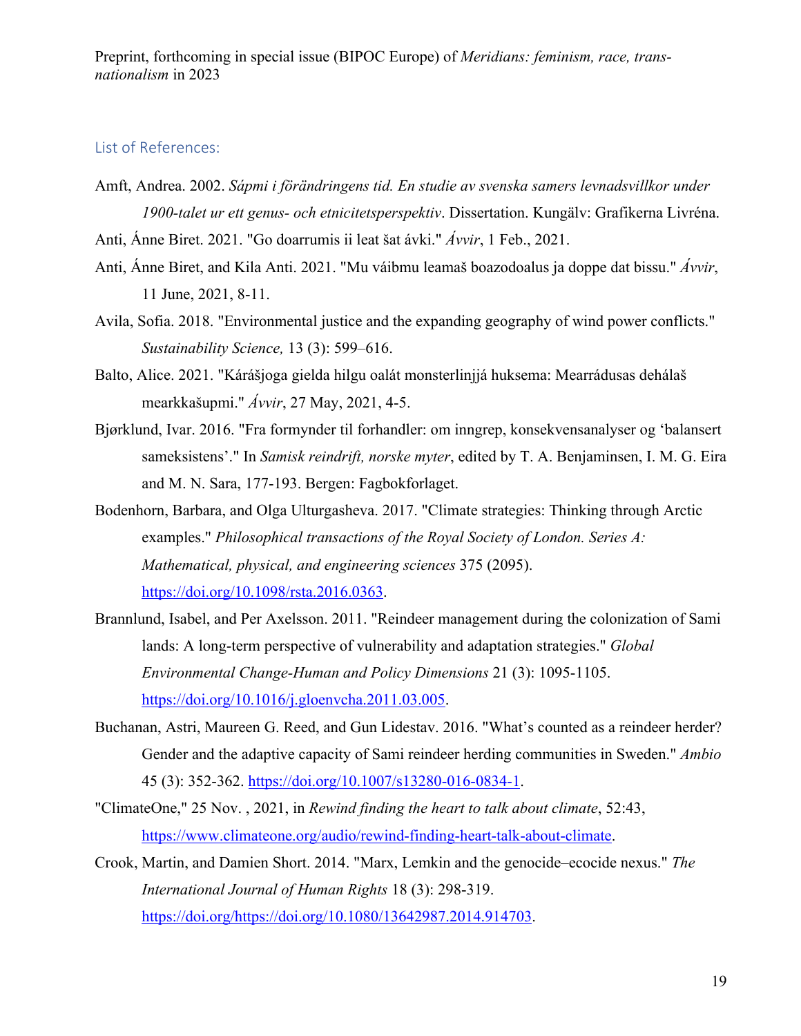## List of References:

Amft, Andrea. 2002. *Sápmi i förändringens tid. En studie av svenska samers levnadsvillkor under 1900-talet ur ett genus- och etnicitetsperspektiv*. Dissertation. Kungälv: Grafikerna Livréna.

Anti, Ánne Biret. 2021. "Go doarrumis ii leat šat ávki." *Ávvir*, 1 Feb., 2021.

Anti, Ánne Biret, and Kila Anti. 2021. "Mu váibmu leamaš boazodoalus ja doppe dat bissu." *Ávvir*, 11 June, 2021, 8-11.

Avila, Sofia. 2018. "Environmental justice and the expanding geography of wind power conflicts." *Sustainability Science,* 13 (3): 599–616.

Balto, Alice. 2021. "Kárášjoga gielda hilgu oalát monsterlinjjá huksema: Mearrádusas dehálaš mearkkašupmi." *Ávvir*, 27 May, 2021, 4-5.

Bjørklund, Ivar. 2016. "Fra formynder til forhandler: om inngrep, konsekvensanalyser og 'balansert sameksistens'." In *Samisk reindrift, norske myter*, edited by T. A. Benjaminsen, I. M. G. Eira and M. N. Sara, 177-193. Bergen: Fagbokforlaget.

Bodenhorn, Barbara, and Olga Ulturgasheva. 2017. "Climate strategies: Thinking through Arctic examples." *Philosophical transactions of the Royal Society of London. Series A: Mathematical, physical, and engineering sciences* 375 (2095). https://doi.org/10.1098/rsta.2016.0363.

Brannlund, Isabel, and Per Axelsson. 2011. "Reindeer management during the colonization of Sami lands: A long-term perspective of vulnerability and adaptation strategies." *Global Environmental Change-Human and Policy Dimensions* 21 (3): 1095-1105. https://doi.org/10.1016/j.gloenvcha.2011.03.005.

Buchanan, Astri, Maureen G. Reed, and Gun Lidestav. 2016. "What's counted as a reindeer herder? Gender and the adaptive capacity of Sami reindeer herding communities in Sweden." *Ambio* 45 (3): 352-362. https://doi.org/10.1007/s13280-016-0834-1.

"ClimateOne," 25 Nov. , 2021, in *Rewind finding the heart to talk about climate*, 52:43, https://www.climateone.org/audio/rewind-finding-heart-talk-about-climate.

Crook, Martin, and Damien Short. 2014. "Marx, Lemkin and the genocide–ecocide nexus." *The International Journal of Human Rights* 18 (3): 298-319. https://doi.org/https://doi.org/10.1080/13642987.2014.914703.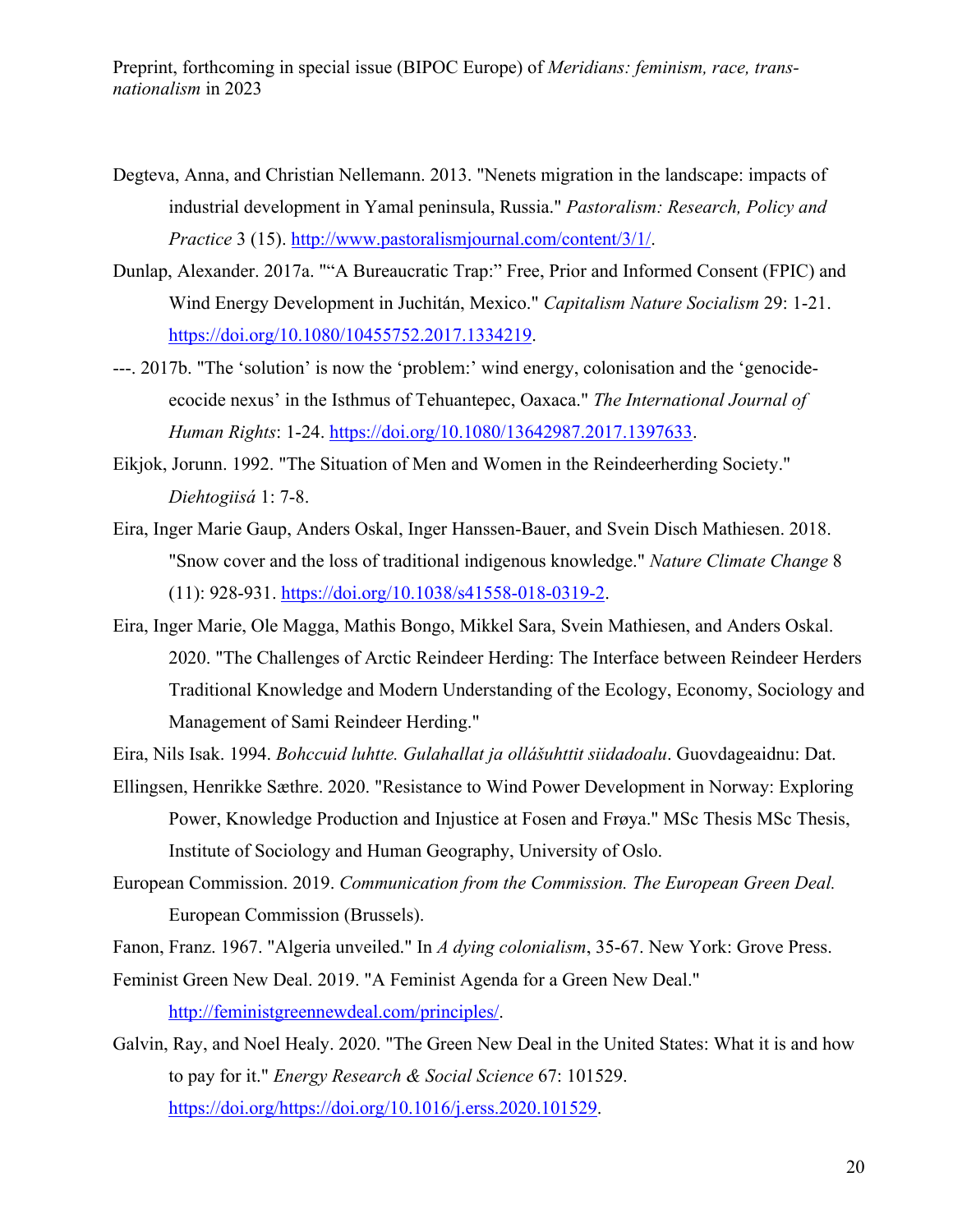Degteva, Anna, and Christian Nellemann. 2013. "Nenets migration in the landscape: impacts of industrial development in Yamal peninsula, Russia." *Pastoralism: Research, Policy and Practice* 3 (15). http://www.pastoralismjournal.com/content/3/1/.

Dunlap, Alexander. 2017a. ""A Bureaucratic Trap:" Free, Prior and Informed Consent (FPIC) and Wind Energy Development in Juchitán, Mexico." *Capitalism Nature Socialism* 29: 1-21. https://doi.org/10.1080/10455752.2017.1334219.

---. 2017b. "The 'solution' is now the 'problem:' wind energy, colonisation and the 'genocide-ecocide nexus' in the Isthmus of Tehuantepec, Oaxaca." *The International Journal of Human Rights*: 1-24. https://doi.org/10.1080/13642987.2017.1397633.

Eikjok, Jorunn. 1992. "The Situation of Men and Women in the Reindeerherding Society." *Diehtogiisá* 1: 7-8.

Eira, Inger Marie Gaup, Anders Oskal, Inger Hanssen-Bauer, and Svein Disch Mathiesen. 2018. "Snow cover and the loss of traditional indigenous knowledge." *Nature Climate Change* 8 (11): 928-931. https://doi.org/10.1038/s41558-018-0319-2.

Eira, Inger Marie, Ole Magga, Mathis Bongo, Mikkel Sara, Svein Mathiesen, and Anders Oskal. 2020. "The Challenges of Arctic Reindeer Herding: The Interface between Reindeer Herders Traditional Knowledge and Modern Understanding of the Ecology, Economy, Sociology and Management of Sami Reindeer Herding."

Eira, Nils Isak. 1994. *Bohccuid luhtte. Gulahallat ja ollášuhttit siidadoalu*. Guovdageaidnu: Dat.

Ellingsen, Henrikke Sæthre. 2020. "Resistance to Wind Power Development in Norway: Exploring Power, Knowledge Production and Injustice at Fosen and Frøya." MSc Thesis MSc Thesis, Institute of Sociology and Human Geography, University of Oslo.

European Commission. 2019. *Communication from the Commission. The European Green Deal.* European Commission (Brussels).

Fanon, Franz. 1967. "Algeria unveiled." In *A dying colonialism*, 35-67. New York: Grove Press.

Feminist Green New Deal. 2019. "A Feminist Agenda for a Green New Deal." http://feministgreennewdeal.com/principles/.

Galvin, Ray, and Noel Healy. 2020. "The Green New Deal in the United States: What it is and how to pay for it." *Energy Research & Social Science* 67: 101529. https://doi.org/https://doi.org/10.1016/j.erss.2020.101529.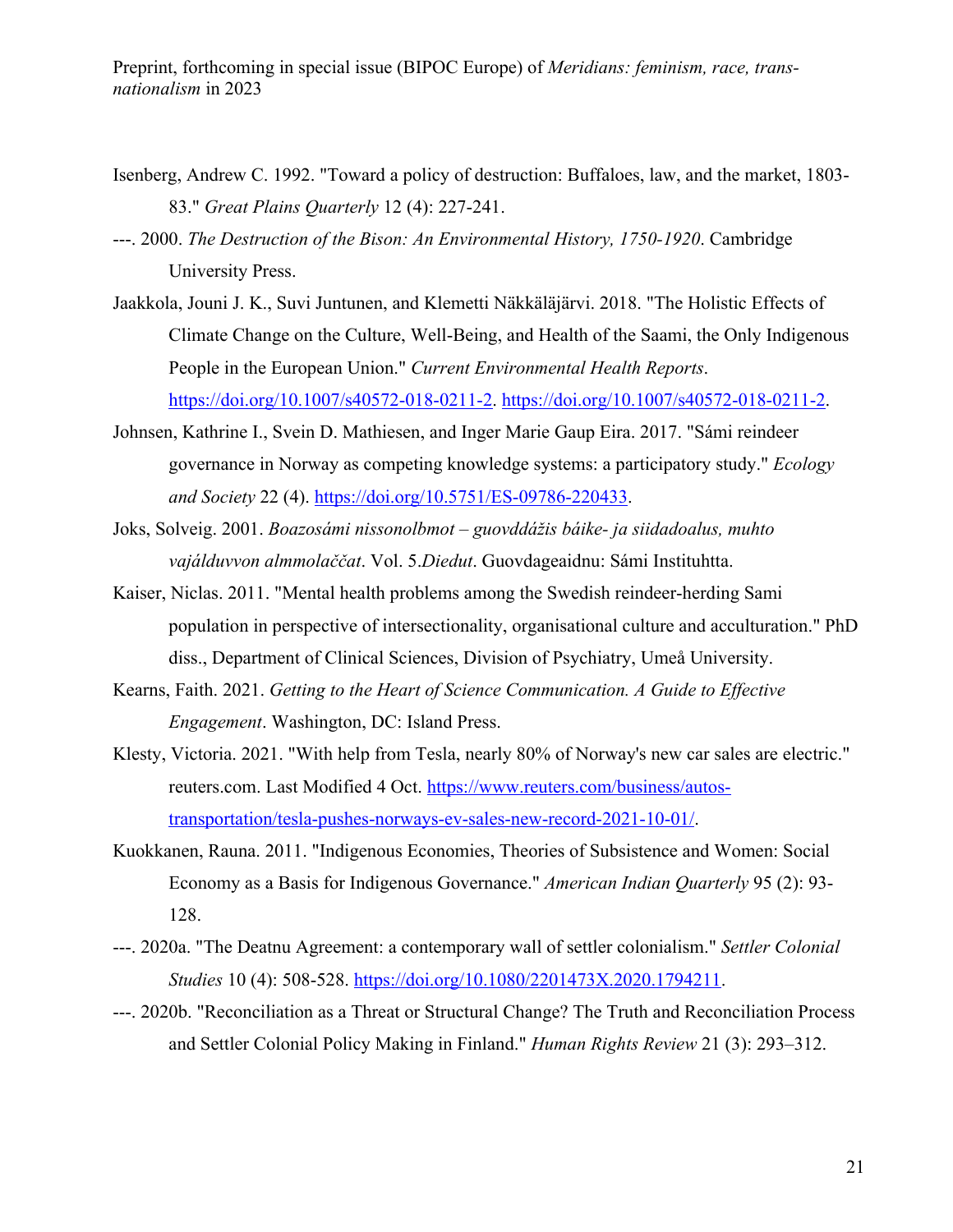Isenberg, Andrew C. 1992. "Toward a policy of destruction: Buffaloes, law, and the market, 1803-83." *Great Plains Quarterly* 12 (4): 227-241.

---. 2000. *The Destruction of the Bison: An Environmental History, 1750-1920*. Cambridge University Press.

Jaakkola, Jouni J. K., Suvi Juntunen, and Klemetti Näkkäläjärvi. 2018. "The Holistic Effects of Climate Change on the Culture, Well-Being, and Health of the Saami, the Only Indigenous People in the European Union." *Current Environmental Health Reports*. https://doi.org/10.1007/s40572-018-0211-2. https://doi.org/10.1007/s40572-018-0211-2.

Johnsen, Kathrine I., Svein D. Mathiesen, and Inger Marie Gaup Eira. 2017. "Sámi reindeer governance in Norway as competing knowledge systems: a participatory study." *Ecology and Society* 22 (4). https://doi.org/10.5751/ES-09786-220433.

Joks, Solveig. 2001. *Boazosámi nissonolbmot – guovddážis báike- ja siidadoalus, muhto vajálduvvon almmolaččat*. Vol. 5.*Diedut*. Guovdageaidnu: Sámi Instituhtta.

Kaiser, Niclas. 2011. "Mental health problems among the Swedish reindeer-herding Sami population in perspective of intersectionality, organisational culture and acculturation." PhD diss., Department of Clinical Sciences, Division of Psychiatry, Umeå University.

Kearns, Faith. 2021. *Getting to the Heart of Science Communication. A Guide to Effective Engagement*. Washington, DC: Island Press.

Klesty, Victoria. 2021. "With help from Tesla, nearly 80% of Norway's new car sales are electric." reuters.com. Last Modified 4 Oct. https://www.reuters.com/business/autos-transportation/tesla-pushes-norways-ev-sales-new-record-2021-10-01/.

Kuokkanen, Rauna. 2011. "Indigenous Economies, Theories of Subsistence and Women: Social Economy as a Basis for Indigenous Governance." *American Indian Quarterly* 95 (2): 93-128.

---. 2020a. "The Deatnu Agreement: a contemporary wall of settler colonialism." *Settler Colonial Studies* 10 (4): 508-528. https://doi.org/10.1080/2201473X.2020.1794211.

---. 2020b. "Reconciliation as a Threat or Structural Change? The Truth and Reconciliation Process and Settler Colonial Policy Making in Finland." *Human Rights Review* 21 (3): 293–312.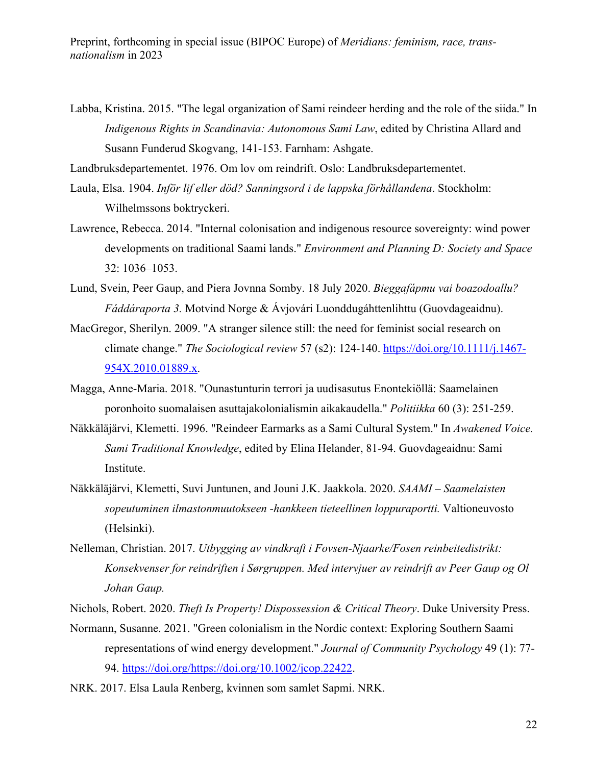Labba, Kristina. 2015. "The legal organization of Sami reindeer herding and the role of the siida." In *Indigenous Rights in Scandinavia: Autonomous Sami Law*, edited by Christina Allard and Susann Funderud Skogvang, 141-153. Farnham: Ashgate.

Landbruksdepartementet. 1976. Om lov om reindrift. Oslo: Landbruksdepartementet.

Laula, Elsa. 1904. *Inför lif eller död? Sanningsord i de lappska förhållandena*. Stockholm: Wilhelmssons boktryckeri.

Lawrence, Rebecca. 2014. "Internal colonisation and indigenous resource sovereignty: wind power developments on traditional Saami lands." *Environment and Planning D: Society and Space* 32: 1036–1053.

Lund, Svein, Peer Gaup, and Piera Jovnna Somby. 18 July 2020. *Bieggafápmu vai boazodoallu? Fáddáraporta 3.* Motvind Norge & Ávjovári Luonddugáhttenlihttu (Guovdageaidnu).

MacGregor, Sherilyn. 2009. "A stranger silence still: the need for feminist social research on climate change." *The Sociological review* 57 (s2): 124-140. https://doi.org/10.1111/j.1467-954X.2010.01889.x.

Magga, Anne-Maria. 2018. "Ounastunturin terrori ja uudisasutus Enontekiöllä: Saamelainen poronhoito suomalaisen asuttajakolonialismin aikakaudella." *Politiikka* 60 (3): 251-259.

Näkkäläjärvi, Klemetti. 1996. "Reindeer Earmarks as a Sami Cultural System." In *Awakened Voice. Sami Traditional Knowledge*, edited by Elina Helander, 81-94. Guovdageaidnu: Sami Institute.

Näkkäläjärvi, Klemetti, Suvi Juntunen, and Jouni J.K. Jaakkola. 2020. *SAAMI – Saamelaisten sopeutuminen ilmastonmuutokseen -hankkeen tieteellinen loppuraportti.* Valtioneuvosto (Helsinki).

Nelleman, Christian. 2017. *Utbygging av vindkraft i Fovsen-Njaarke/Fosen reinbeitedistrikt: Konsekvenser for reindriften i Sørgruppen. Med intervjuer av reindrift av Peer Gaup og Ol Johan Gaup.*

Nichols, Robert. 2020. *Theft Is Property! Dispossession & Critical Theory*. Duke University Press.

Normann, Susanne. 2021. "Green colonialism in the Nordic context: Exploring Southern Saami representations of wind energy development." *Journal of Community Psychology* 49 (1): 77-94. https://doi.org/https://doi.org/10.1002/jcop.22422.

NRK. 2017. Elsa Laula Renberg, kvinnen som samlet Sapmi. NRK.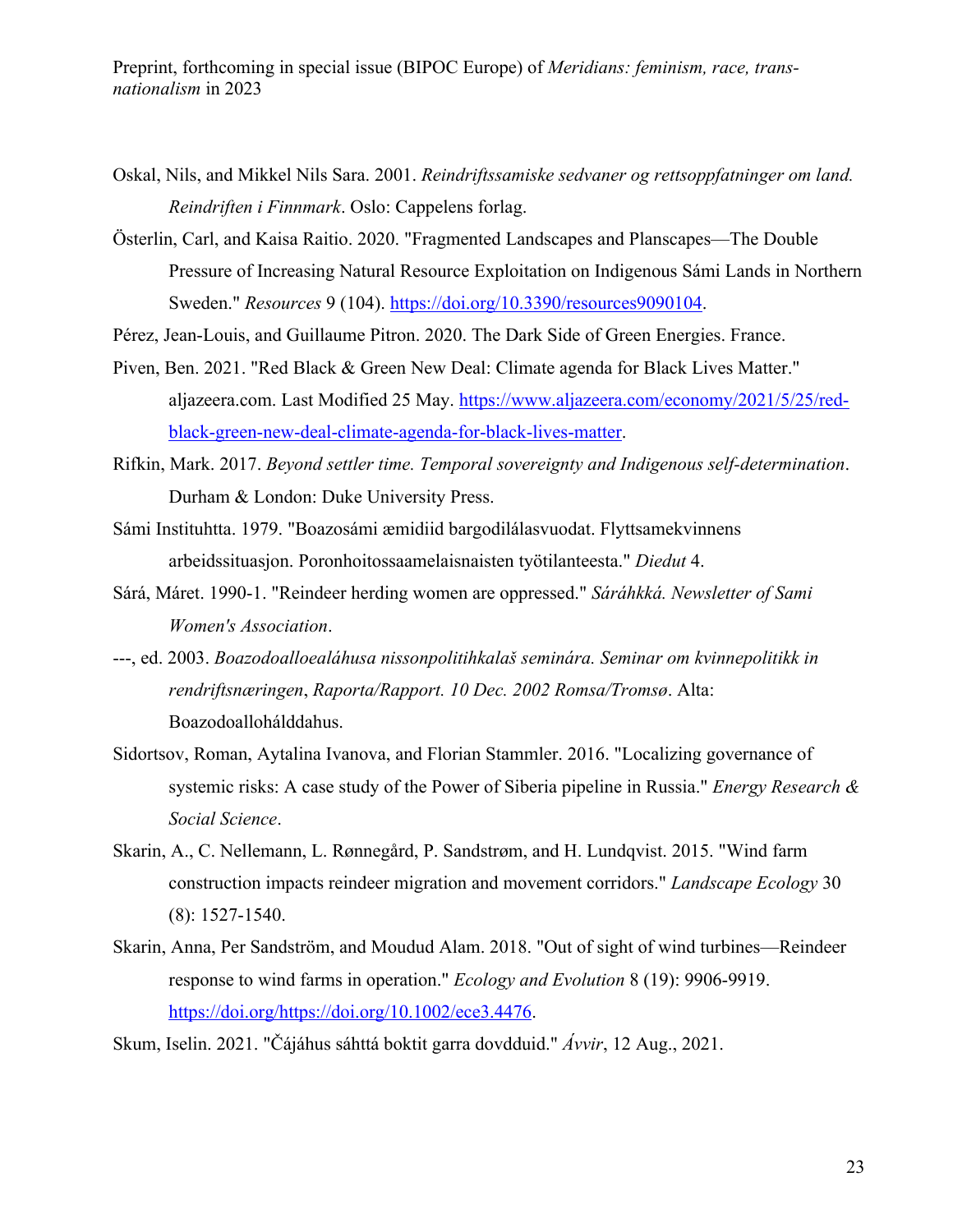Oskal, Nils, and Mikkel Nils Sara. 2001. *Reindriftssamiske sedvaner og rettsoppfatninger om land. Reindriften i Finnmark*. Oslo: Cappelens forlag.

Österlin, Carl, and Kaisa Raitio. 2020. "Fragmented Landscapes and Planscapes—The Double Pressure of Increasing Natural Resource Exploitation on Indigenous Sámi Lands in Northern Sweden." *Resources* 9 (104). https://doi.org/10.3390/resources9090104.

Pérez, Jean-Louis, and Guillaume Pitron. 2020. The Dark Side of Green Energies. France.

Piven, Ben. 2021. "Red Black & Green New Deal: Climate agenda for Black Lives Matter." aljazeera.com. Last Modified 25 May. https://www.aljazeera.com/economy/2021/5/25/red-black-green-new-deal-climate-agenda-for-black-lives-matter.

Rifkin, Mark. 2017. *Beyond settler time. Temporal sovereignty and Indigenous self-determination*. Durham & London: Duke University Press.

Sámi Instituhtta. 1979. "Boazosámi æmidiid bargodilálasvuodat. Flyttsamekvinnens arbeidssituasjon. Poronhoitossaamelaisnaisten työtilanteesta." *Diedut* 4.

Sárá, Máret. 1990-1. "Reindeer herding women are oppressed." *Sáráhkká. Newsletter of Sami Women's Association*.

---, ed. 2003. *Boazodoalloealáhusa nissonpolitihkalaš seminára. Seminar om kvinnepolitikk in rendriftsnæringen*, *Raporta/Rapport. 10 Dec. 2002 Romsa/Tromsø*. Alta: Boazodoallohálddahus.

Sidortsov, Roman, Aytalina Ivanova, and Florian Stammler. 2016. "Localizing governance of systemic risks: A case study of the Power of Siberia pipeline in Russia." *Energy Research & Social Science*.

Skarin, A., C. Nellemann, L. Rønnegård, P. Sandstrøm, and H. Lundqvist. 2015. "Wind farm construction impacts reindeer migration and movement corridors." *Landscape Ecology* 30 (8): 1527-1540.

Skarin, Anna, Per Sandström, and Moudud Alam. 2018. "Out of sight of wind turbines—Reindeer response to wind farms in operation." *Ecology and Evolution* 8 (19): 9906-9919. https://doi.org/https://doi.org/10.1002/ece3.4476.

Skum, Iselin. 2021. "Čájáhus sáhttá boktit garra dovdduid." *Ávvir*, 12 Aug., 2021.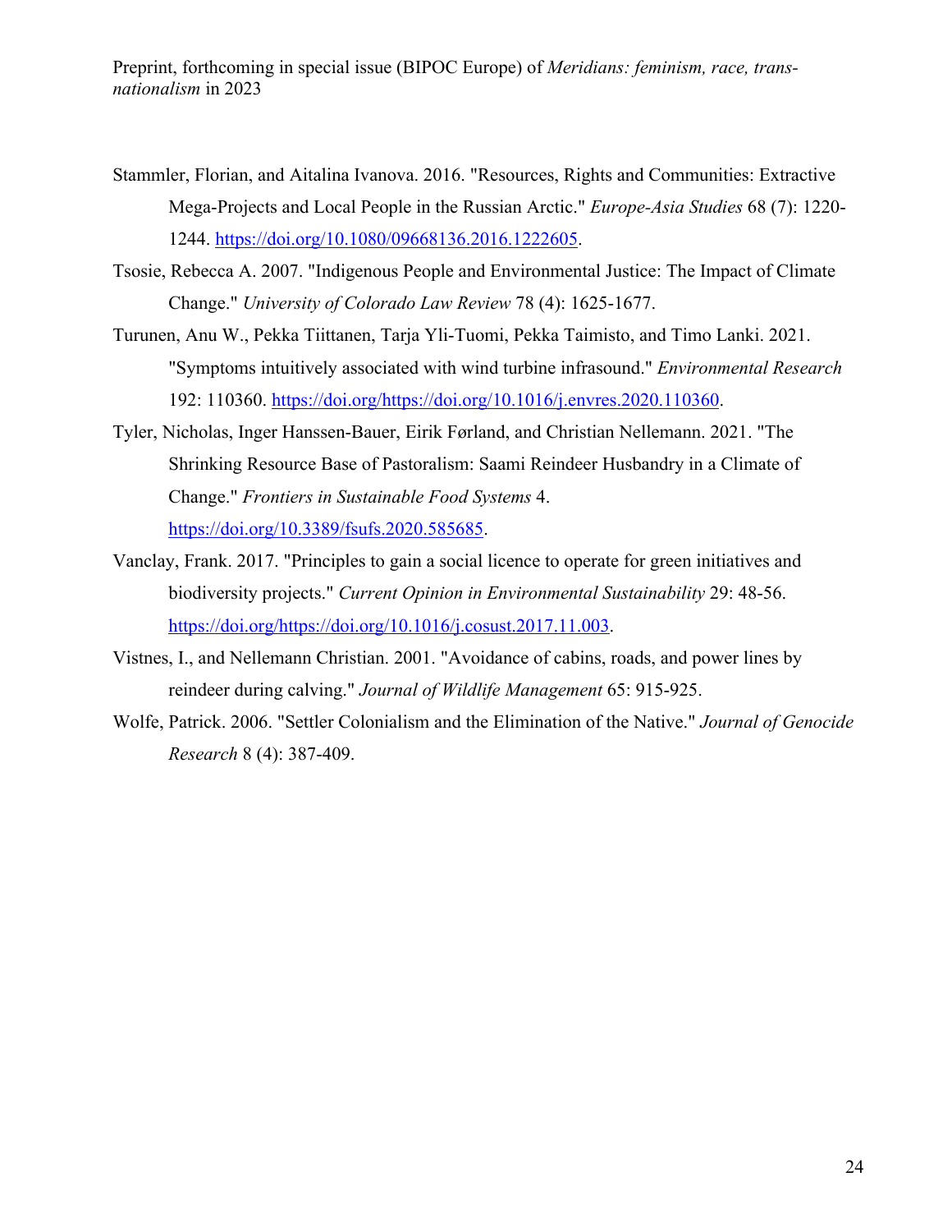Stammler, Florian, and Aitalina Ivanova. 2016. "Resources, Rights and Communities: Extractive Mega-Projects and Local People in the Russian Arctic." *Europe-Asia Studies* 68 (7): 1220-1244. https://doi.org/10.1080/09668136.2016.1222605.

Tsosie, Rebecca A. 2007. "Indigenous People and Environmental Justice: The Impact of Climate Change." *University of Colorado Law Review* 78 (4): 1625-1677.

Turunen, Anu W., Pekka Tiittanen, Tarja Yli-Tuomi, Pekka Taimisto, and Timo Lanki. 2021. "Symptoms intuitively associated with wind turbine infrasound." *Environmental Research* 192: 110360. https://doi.org/https://doi.org/10.1016/j.envres.2020.110360.

Tyler, Nicholas, Inger Hanssen-Bauer, Eirik Førland, and Christian Nellemann. 2021. "The Shrinking Resource Base of Pastoralism: Saami Reindeer Husbandry in a Climate of Change." *Frontiers in Sustainable Food Systems* 4. https://doi.org/10.3389/fsufs.2020.585685.

Vanclay, Frank. 2017. "Principles to gain a social licence to operate for green initiatives and biodiversity projects." *Current Opinion in Environmental Sustainability* 29: 48-56. https://doi.org/https://doi.org/10.1016/j.cosust.2017.11.003.

Vistnes, I., and Nellemann Christian. 2001. "Avoidance of cabins, roads, and power lines by reindeer during calving." *Journal of Wildlife Management* 65: 915-925.

Wolfe, Patrick. 2006. "Settler Colonialism and the Elimination of the Native." *Journal of Genocide Research* 8 (4): 387-409.